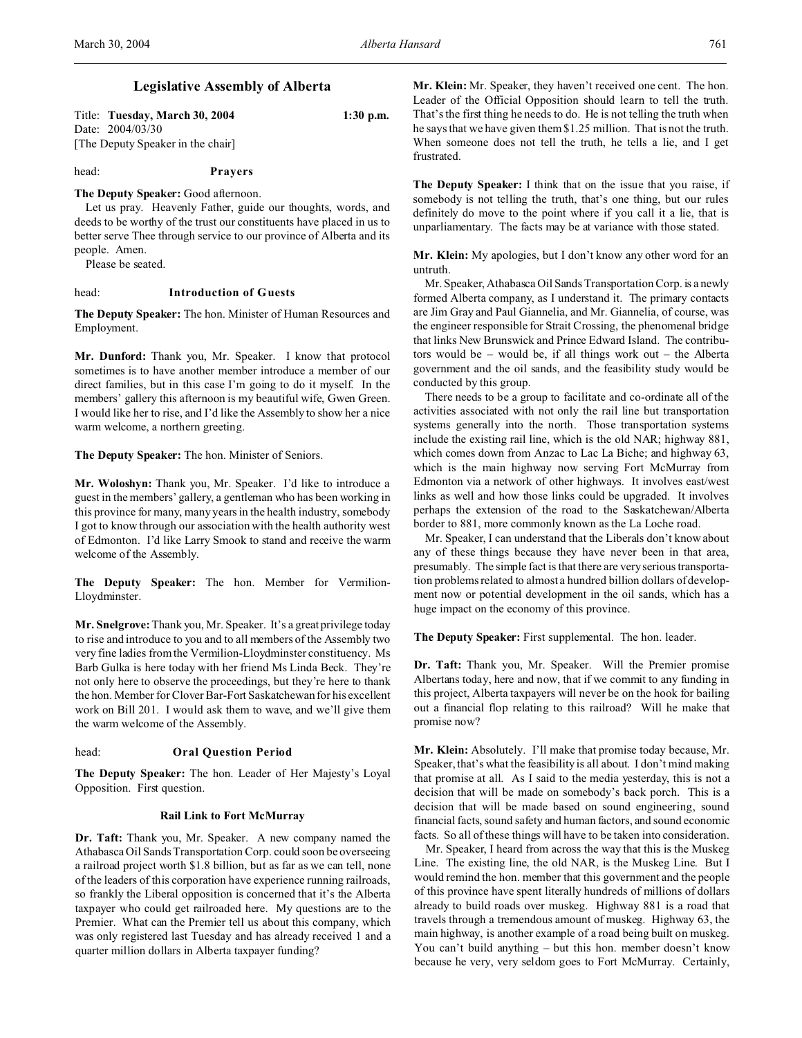# Legislative Assembly of Alberta

Title: **Tuesday, March 30, 2004** **1:30 p.m.**
Date: 2004/03/30
[The Deputy Speaker in the chair]

head: **Prayers**

**The Deputy Speaker:** Good afternoon.

Let us pray. Heavenly Father, guide our thoughts, words, and deeds to be worthy of the trust our constituents have placed in us to better serve Thee through service to our province of Alberta and its people. Amen.

Please be seated.

head: **Introduction of Guests**

**The Deputy Speaker:** The hon. Minister of Human Resources and Employment.

**Mr. Dunford:** Thank you, Mr. Speaker. I know that protocol sometimes is to have another member introduce a member of our direct families, but in this case I'm going to do it myself. In the members' gallery this afternoon is my beautiful wife, Gwen Green. I would like her to rise, and I'd like the Assembly to show her a nice warm welcome, a northern greeting.

**The Deputy Speaker:** The hon. Minister of Seniors.

**Mr. Woloshyn:** Thank you, Mr. Speaker. I'd like to introduce a guest in the members' gallery, a gentleman who has been working in this province for many, many years in the health industry, somebody I got to know through our association with the health authority west of Edmonton. I'd like Larry Smook to stand and receive the warm welcome of the Assembly.

**The Deputy Speaker:** The hon. Member for Vermilion-Lloydminster.

**Mr. Snelgrove:** Thank you, Mr. Speaker. It's a great privilege today to rise and introduce to you and to all members of the Assembly two very fine ladies from the Vermilion-Lloydminster constituency. Ms Barb Gulka is here today with her friend Ms Linda Beck. They're not only here to observe the proceedings, but they're here to thank the hon. Member for Clover Bar-Fort Saskatchewan for his excellent work on Bill 201. I would ask them to wave, and we'll give them the warm welcome of the Assembly.

head: **Oral Question Period**

**The Deputy Speaker:** The hon. Leader of Her Majesty's Loyal Opposition. First question.

## Rail Link to Fort McMurray

**Dr. Taft:** Thank you, Mr. Speaker. A new company named the Athabasca Oil Sands Transportation Corp. could soon be overseeing a railroad project worth $1.8 billion, but as far as we can tell, none of the leaders of this corporation have experience running railroads, so frankly the Liberal opposition is concerned that it's the Alberta taxpayer who could get railroaded here. My questions are to the Premier. What can the Premier tell us about this company, which was only registered last Tuesday and has already received 1 and a quarter million dollars in Alberta taxpayer funding?

**Mr. Klein:** Mr. Speaker, they haven't received one cent. The hon. Leader of the Official Opposition should learn to tell the truth. That's the first thing he needs to do. He is not telling the truth when he says that we have given them $1.25 million. That is not the truth. When someone does not tell the truth, he tells a lie, and I get frustrated.

**The Deputy Speaker:** I think that on the issue that you raise, if somebody is not telling the truth, that's one thing, but our rules definitely do move to the point where if you call it a lie, that is unparliamentary. The facts may be at variance with those stated.

**Mr. Klein:** My apologies, but I don't know any other word for an untruth.

Mr. Speaker, Athabasca Oil Sands Transportation Corp. is a newly formed Alberta company, as I understand it. The primary contacts are Jim Gray and Paul Giannelia, and Mr. Giannelia, of course, was the engineer responsible for Strait Crossing, the phenomenal bridge that links New Brunswick and Prince Edward Island. The contributors would be – would be, if all things work out – the Alberta government and the oil sands, and the feasibility study would be conducted by this group.

There needs to be a group to facilitate and co-ordinate all of the activities associated with not only the rail line but transportation systems generally into the north. Those transportation systems include the existing rail line, which is the old NAR; highway 881, which comes down from Anzac to Lac La Biche; and highway 63, which is the main highway now serving Fort McMurray from Edmonton via a network of other highways. It involves east/west links as well and how those links could be upgraded. It involves perhaps the extension of the road to the Saskatchewan/Alberta border to 881, more commonly known as the La Loche road.

Mr. Speaker, I can understand that the Liberals don't know about any of these things because they have never been in that area, presumably. The simple fact is that there are very serious transportation problems related to almost a hundred billion dollars of development now or potential development in the oil sands, which has a huge impact on the economy of this province.

**The Deputy Speaker:** First supplemental. The hon. leader.

**Dr. Taft:** Thank you, Mr. Speaker. Will the Premier promise Albertans today, here and now, that if we commit to any funding in this project, Alberta taxpayers will never be on the hook for bailing out a financial flop relating to this railroad? Will he make that promise now?

**Mr. Klein:** Absolutely. I'll make that promise today because, Mr. Speaker, that's what the feasibility is all about. I don't mind making that promise at all. As I said to the media yesterday, this is not a decision that will be made on somebody's back porch. This is a decision that will be made based on sound engineering, sound financial facts, sound safety and human factors, and sound economic facts. So all of these things will have to be taken into consideration.

Mr. Speaker, I heard from across the way that this is the Muskeg Line. The existing line, the old NAR, is the Muskeg Line. But I would remind the hon. member that this government and the people of this province have spent literally hundreds of millions of dollars already to build roads over muskeg. Highway 881 is a road that travels through a tremendous amount of muskeg. Highway 63, the main highway, is another example of a road being built on muskeg. You can't build anything – but this hon. member doesn't know because he very, very seldom goes to Fort McMurray. Certainly,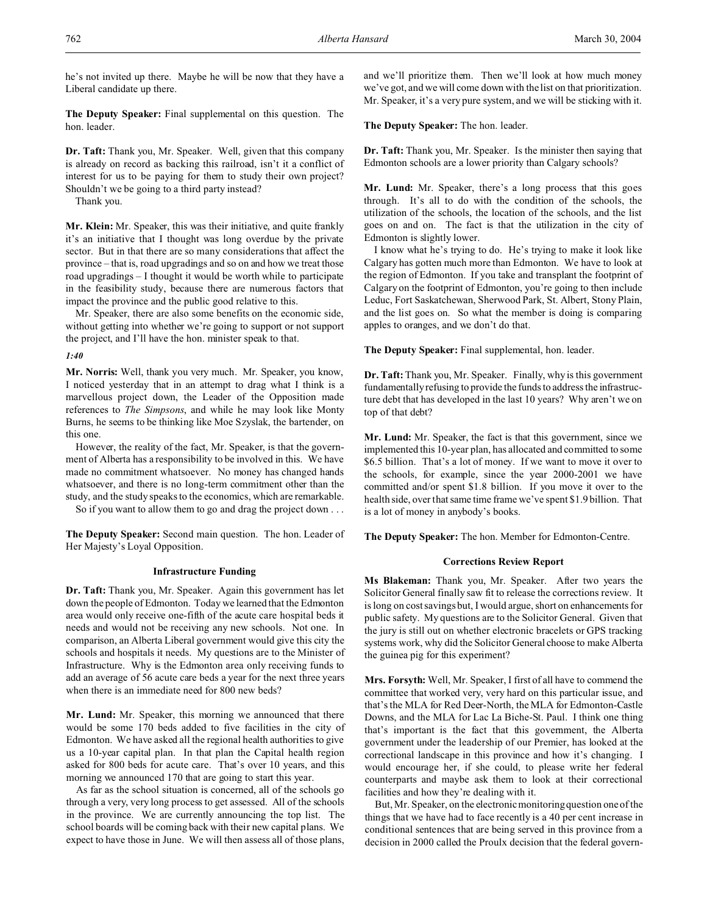he's not invited up there. Maybe he will be now that they have a Liberal candidate up there.

**The Deputy Speaker:** Final supplemental on this question. The hon. leader.

**Dr. Taft:** Thank you, Mr. Speaker. Well, given that this company is already on record as backing this railroad, isn't it a conflict of interest for us to be paying for them to study their own project? Shouldn't we be going to a third party instead?

Thank you.

**Mr. Klein:** Mr. Speaker, this was their initiative, and quite frankly it's an initiative that I thought was long overdue by the private sector. But in that there are so many considerations that affect the province – that is, road upgradings and so on and how we treat those road upgradings – I thought it would be worth while to participate in the feasibility study, because there are numerous factors that impact the province and the public good relative to this.

Mr. Speaker, there are also some benefits on the economic side, without getting into whether we're going to support or not support the project, and I'll have the hon. minister speak to that.

*1:40*

**Mr. Norris:** Well, thank you very much. Mr. Speaker, you know, I noticed yesterday that in an attempt to drag what I think is a marvellous project down, the Leader of the Opposition made references to *The Simpsons*, and while he may look like Monty Burns, he seems to be thinking like Moe Szyslak, the bartender, on this one.

However, the reality of the fact, Mr. Speaker, is that the government of Alberta has a responsibility to be involved in this. We have made no commitment whatsoever. No money has changed hands whatsoever, and there is no long-term commitment other than the study, and the study speaks to the economics, which are remarkable.

So if you want to allow them to go and drag the project down . . .

**The Deputy Speaker:** Second main question. The hon. Leader of Her Majesty's Loyal Opposition.

## Infrastructure Funding

**Dr. Taft:** Thank you, Mr. Speaker. Again this government has let down the people of Edmonton. Today we learned that the Edmonton area would only receive one-fifth of the acute care hospital beds it needs and would not be receiving any new schools. Not one. In comparison, an Alberta Liberal government would give this city the schools and hospitals it needs. My questions are to the Minister of Infrastructure. Why is the Edmonton area only receiving funds to add an average of 56 acute care beds a year for the next three years when there is an immediate need for 800 new beds?

**Mr. Lund:** Mr. Speaker, this morning we announced that there would be some 170 beds added to five facilities in the city of Edmonton. We have asked all the regional health authorities to give us a 10-year capital plan. In that plan the Capital health region asked for 800 beds for acute care. That's over 10 years, and this morning we announced 170 that are going to start this year.

As far as the school situation is concerned, all of the schools go through a very, very long process to get assessed. All of the schools in the province. We are currently announcing the top list. The school boards will be coming back with their new capital plans. We expect to have those in June. We will then assess all of those plans, and we'll prioritize them. Then we'll look at how much money we've got, and we will come down with the list on that prioritization. Mr. Speaker, it's a very pure system, and we will be sticking with it.

**The Deputy Speaker:** The hon. leader.

**Dr. Taft:** Thank you, Mr. Speaker. Is the minister then saying that Edmonton schools are a lower priority than Calgary schools?

**Mr. Lund:** Mr. Speaker, there's a long process that this goes through. It's all to do with the condition of the schools, the utilization of the schools, the location of the schools, and the list goes on and on. The fact is that the utilization in the city of Edmonton is slightly lower.

I know what he's trying to do. He's trying to make it look like Calgary has gotten much more than Edmonton. We have to look at the region of Edmonton. If you take and transplant the footprint of Calgary on the footprint of Edmonton, you're going to then include Leduc, Fort Saskatchewan, Sherwood Park, St. Albert, Stony Plain, and the list goes on. So what the member is doing is comparing apples to oranges, and we don't do that.

**The Deputy Speaker:** Final supplemental, hon. leader.

**Dr. Taft:** Thank you, Mr. Speaker. Finally, why is this government fundamentally refusing to provide the funds to address the infrastructure debt that has developed in the last 10 years? Why aren't we on top of that debt?

**Mr. Lund:** Mr. Speaker, the fact is that this government, since we implemented this 10-year plan, has allocated and committed to some $6.5 billion. That's a lot of money. If we want to move it over to the schools, for example, since the year 2000-2001 we have committed and/or spent $1.8 billion. If you move it over to the health side, over that same time frame we've spent $1.9 billion. That is a lot of money in anybody's books.

**The Deputy Speaker:** The hon. Member for Edmonton-Centre.

## Corrections Review Report

**Ms Blakeman:** Thank you, Mr. Speaker. After two years the Solicitor General finally saw fit to release the corrections review. It is long on cost savings but, I would argue, short on enhancements for public safety. My questions are to the Solicitor General. Given that the jury is still out on whether electronic bracelets or GPS tracking systems work, why did the Solicitor General choose to make Alberta the guinea pig for this experiment?

**Mrs. Forsyth:** Well, Mr. Speaker, I first of all have to commend the committee that worked very, very hard on this particular issue, and that's the MLA for Red Deer-North, the MLA for Edmonton-Castle Downs, and the MLA for Lac La Biche-St. Paul. I think one thing that's important is the fact that this government, the Alberta government under the leadership of our Premier, has looked at the correctional landscape in this province and how it's changing. I would encourage her, if she could, to please write her federal counterparts and maybe ask them to look at their correctional facilities and how they're dealing with it.

But, Mr. Speaker, on the electronic monitoring question one of the things that we have had to face recently is a 40 per cent increase in conditional sentences that are being served in this province from a decision in 2000 called the Proulx decision that the federal govern-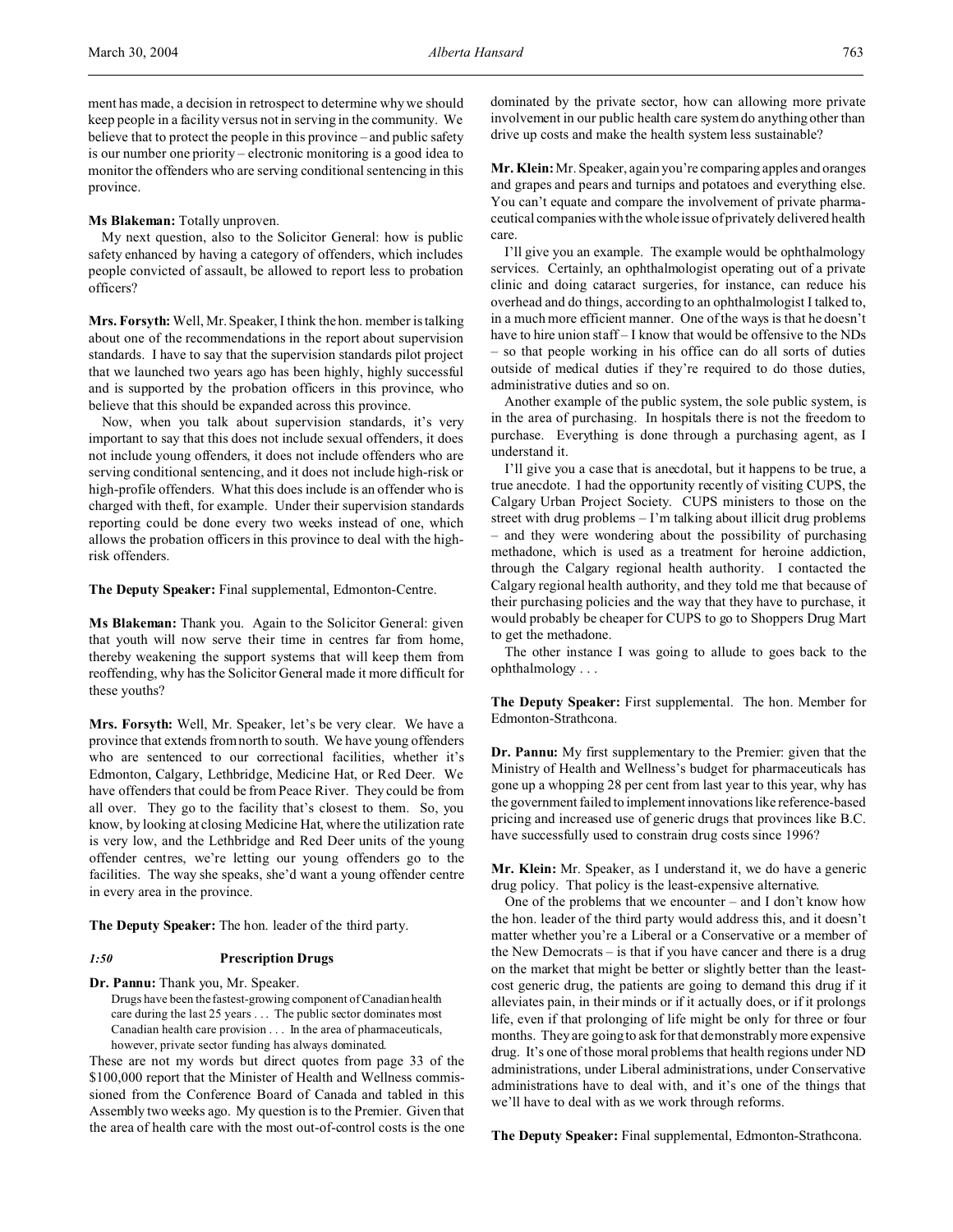ment has made, a decision in retrospect to determine why we should keep people in a facility versus not in serving in the community. We believe that to protect the people in this province – and public safety is our number one priority – electronic monitoring is a good idea to monitor the offenders who are serving conditional sentencing in this province.

**Ms Blakeman:** Totally unproven.

My next question, also to the Solicitor General: how is public safety enhanced by having a category of offenders, which includes people convicted of assault, be allowed to report less to probation officers?

**Mrs. Forsyth:** Well, Mr. Speaker, I think the hon. member is talking about one of the recommendations in the report about supervision standards. I have to say that the supervision standards pilot project that we launched two years ago has been highly, highly successful and is supported by the probation officers in this province, who believe that this should be expanded across this province.

Now, when you talk about supervision standards, it's very important to say that this does not include sexual offenders, it does not include young offenders, it does not include offenders who are serving conditional sentencing, and it does not include high-risk or high-profile offenders. What this does include is an offender who is charged with theft, for example. Under their supervision standards reporting could be done every two weeks instead of one, which allows the probation officers in this province to deal with the high-risk offenders.

**The Deputy Speaker:** Final supplemental, Edmonton-Centre.

**Ms Blakeman:** Thank you. Again to the Solicitor General: given that youth will now serve their time in centres far from home, thereby weakening the support systems that will keep them from reoffending, why has the Solicitor General made it more difficult for these youths?

**Mrs. Forsyth:** Well, Mr. Speaker, let's be very clear. We have a province that extends from north to south. We have young offenders who are sentenced to our correctional facilities, whether it's Edmonton, Calgary, Lethbridge, Medicine Hat, or Red Deer. We have offenders that could be from Peace River. They could be from all over. They go to the facility that's closest to them. So, you know, by looking at closing Medicine Hat, where the utilization rate is very low, and the Lethbridge and Red Deer units of the young offender centres, we're letting our young offenders go to the facilities. The way she speaks, she'd want a young offender centre in every area in the province.

**The Deputy Speaker:** The hon. leader of the third party.

## *1:50* Prescription Drugs

**Dr. Pannu:** Thank you, Mr. Speaker.

> Drugs have been the fastest-growing component of Canadian health care during the last 25 years . . . The public sector dominates most Canadian health care provision . . . In the area of pharmaceuticals, however, private sector funding has always dominated.

These are not my words but direct quotes from page 33 of the $100,000 report that the Minister of Health and Wellness commissioned from the Conference Board of Canada and tabled in this Assembly two weeks ago. My question is to the Premier. Given that the area of health care with the most out-of-control costs is the one dominated by the private sector, how can allowing more private involvement in our public health care system do anything other than drive up costs and make the health system less sustainable?

**Mr. Klein:** Mr. Speaker, again you're comparing apples and oranges and grapes and pears and turnips and potatoes and everything else. You can't equate and compare the involvement of private pharmaceutical companies with the whole issue of privately delivered health care.

I'll give you an example. The example would be ophthalmology services. Certainly, an ophthalmologist operating out of a private clinic and doing cataract surgeries, for instance, can reduce his overhead and do things, according to an ophthalmologist I talked to, in a much more efficient manner. One of the ways is that he doesn't have to hire union staff – I know that would be offensive to the NDs – so that people working in his office can do all sorts of duties outside of medical duties if they're required to do those duties, administrative duties and so on.

Another example of the public system, the sole public system, is in the area of purchasing. In hospitals there is not the freedom to purchase. Everything is done through a purchasing agent, as I understand it.

I'll give you a case that is anecdotal, but it happens to be true, a true anecdote. I had the opportunity recently of visiting CUPS, the Calgary Urban Project Society. CUPS ministers to those on the street with drug problems – I'm talking about illicit drug problems – and they were wondering about the possibility of purchasing methadone, which is used as a treatment for heroine addiction, through the Calgary regional health authority. I contacted the Calgary regional health authority, and they told me that because of their purchasing policies and the way that they have to purchase, it would probably be cheaper for CUPS to go to Shoppers Drug Mart to get the methadone.

The other instance I was going to allude to goes back to the ophthalmology . . .

**The Deputy Speaker:** First supplemental. The hon. Member for Edmonton-Strathcona.

**Dr. Pannu:** My first supplementary to the Premier: given that the Ministry of Health and Wellness's budget for pharmaceuticals has gone up a whopping 28 per cent from last year to this year, why has the government failed to implement innovations like reference-based pricing and increased use of generic drugs that provinces like B.C. have successfully used to constrain drug costs since 1996?

**Mr. Klein:** Mr. Speaker, as I understand it, we do have a generic drug policy. That policy is the least-expensive alternative.

One of the problems that we encounter – and I don't know how the hon. leader of the third party would address this, and it doesn't matter whether you're a Liberal or a Conservative or a member of the New Democrats – is that if you have cancer and there is a drug on the market that might be better or slightly better than the least-cost generic drug, the patients are going to demand this drug if it alleviates pain, in their minds or if it actually does, or if it prolongs life, even if that prolonging of life might be only for three or four months. They are going to ask for that demonstrably more expensive drug. It's one of those moral problems that health regions under ND administrations, under Liberal administrations, under Conservative administrations have to deal with, and it's one of the things that we'll have to deal with as we work through reforms.

**The Deputy Speaker:** Final supplemental, Edmonton-Strathcona.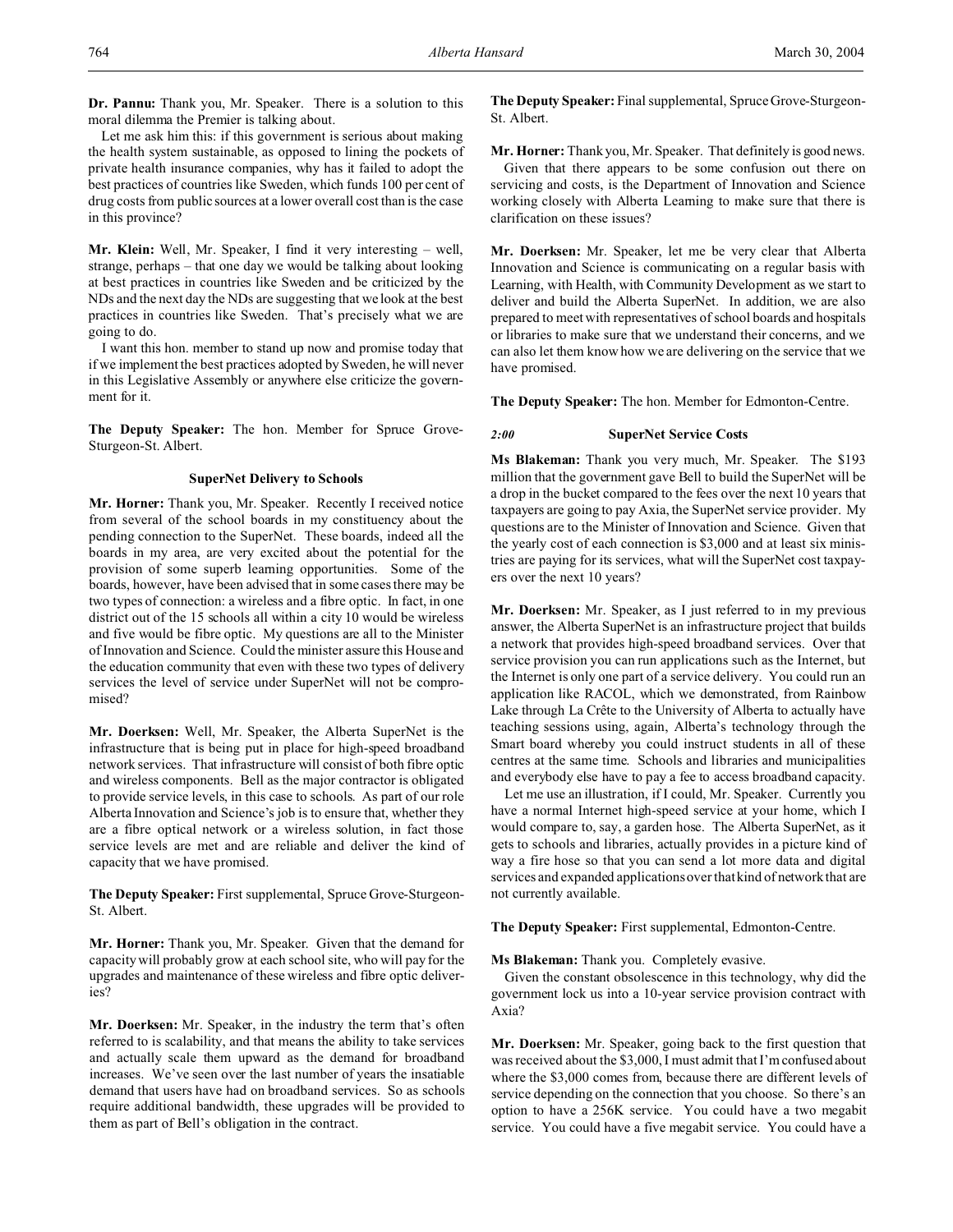**Dr. Pannu:** Thank you, Mr. Speaker. There is a solution to this moral dilemma the Premier is talking about.

Let me ask him this: if this government is serious about making the health system sustainable, as opposed to lining the pockets of private health insurance companies, why has it failed to adopt the best practices of countries like Sweden, which funds 100 per cent of drug costs from public sources at a lower overall cost than is the case in this province?

**Mr. Klein:** Well, Mr. Speaker, I find it very interesting – well, strange, perhaps – that one day we would be talking about looking at best practices in countries like Sweden and be criticized by the NDs and the next day the NDs are suggesting that we look at the best practices in countries like Sweden. That's precisely what we are going to do.

I want this hon. member to stand up now and promise today that if we implement the best practices adopted by Sweden, he will never in this Legislative Assembly or anywhere else criticize the government for it.

**The Deputy Speaker:** The hon. Member for Spruce Grove-Sturgeon-St. Albert.

### SuperNet Delivery to Schools

**Mr. Horner:** Thank you, Mr. Speaker. Recently I received notice from several of the school boards in my constituency about the pending connection to the SuperNet. These boards, indeed all the boards in my area, are very excited about the potential for the provision of some superb learning opportunities. Some of the boards, however, have been advised that in some cases there may be two types of connection: a wireless and a fibre optic. In fact, in one district out of the 15 schools all within a city 10 would be wireless and five would be fibre optic. My questions are all to the Minister of Innovation and Science. Could the minister assure this House and the education community that even with these two types of delivery services the level of service under SuperNet will not be compromised?

**Mr. Doerksen:** Well, Mr. Speaker, the Alberta SuperNet is the infrastructure that is being put in place for high-speed broadband network services. That infrastructure will consist of both fibre optic and wireless components. Bell as the major contractor is obligated to provide service levels, in this case to schools. As part of our role Alberta Innovation and Science's job is to ensure that, whether they are a fibre optical network or a wireless solution, in fact those service levels are met and are reliable and deliver the kind of capacity that we have promised.

**The Deputy Speaker:** First supplemental, Spruce Grove-Sturgeon-St. Albert.

**Mr. Horner:** Thank you, Mr. Speaker. Given that the demand for capacity will probably grow at each school site, who will pay for the upgrades and maintenance of these wireless and fibre optic deliveries?

**Mr. Doerksen:** Mr. Speaker, in the industry the term that's often referred to is scalability, and that means the ability to take services and actually scale them upward as the demand for broadband increases. We've seen over the last number of years the insatiable demand that users have had on broadband services. So as schools require additional bandwidth, these upgrades will be provided to them as part of Bell's obligation in the contract.

**The Deputy Speaker:** Final supplemental, Spruce Grove-Sturgeon-St. Albert.

**Mr. Horner:** Thank you, Mr. Speaker. That definitely is good news.

Given that there appears to be some confusion out there on servicing and costs, is the Department of Innovation and Science working closely with Alberta Learning to make sure that there is clarification on these issues?

**Mr. Doerksen:** Mr. Speaker, let me be very clear that Alberta Innovation and Science is communicating on a regular basis with Learning, with Health, with Community Development as we start to deliver and build the Alberta SuperNet. In addition, we are also prepared to meet with representatives of school boards and hospitals or libraries to make sure that we understand their concerns, and we can also let them know how we are delivering on the service that we have promised.

**The Deputy Speaker:** The hon. Member for Edmonton-Centre.

### *2:00* SuperNet Service Costs

**Ms Blakeman:** Thank you very much, Mr. Speaker. The $193 million that the government gave Bell to build the SuperNet will be a drop in the bucket compared to the fees over the next 10 years that taxpayers are going to pay Axia, the SuperNet service provider. My questions are to the Minister of Innovation and Science. Given that the yearly cost of each connection is $3,000 and at least six ministries are paying for its services, what will the SuperNet cost taxpayers over the next 10 years?

**Mr. Doerksen:** Mr. Speaker, as I just referred to in my previous answer, the Alberta SuperNet is an infrastructure project that builds a network that provides high-speed broadband services. Over that service provision you can run applications such as the Internet, but the Internet is only one part of a service delivery. You could run an application like RACOL, which we demonstrated, from Rainbow Lake through La Crête to the University of Alberta to actually have teaching sessions using, again, Alberta's technology through the Smart board whereby you could instruct students in all of these centres at the same time. Schools and libraries and municipalities and everybody else have to pay a fee to access broadband capacity.

Let me use an illustration, if I could, Mr. Speaker. Currently you have a normal Internet high-speed service at your home, which I would compare to, say, a garden hose. The Alberta SuperNet, as it gets to schools and libraries, actually provides in a picture kind of way a fire hose so that you can send a lot more data and digital services and expanded applications over that kind of network that are not currently available.

**The Deputy Speaker:** First supplemental, Edmonton-Centre.

**Ms Blakeman:** Thank you. Completely evasive.

Given the constant obsolescence in this technology, why did the government lock us into a 10-year service provision contract with Axia?

**Mr. Doerksen:** Mr. Speaker, going back to the first question that was received about the $3,000, I must admit that I'm confused about where the $3,000 comes from, because there are different levels of service depending on the connection that you choose. So there's an option to have a 256K service. You could have a two megabit service. You could have a five megabit service. You could have a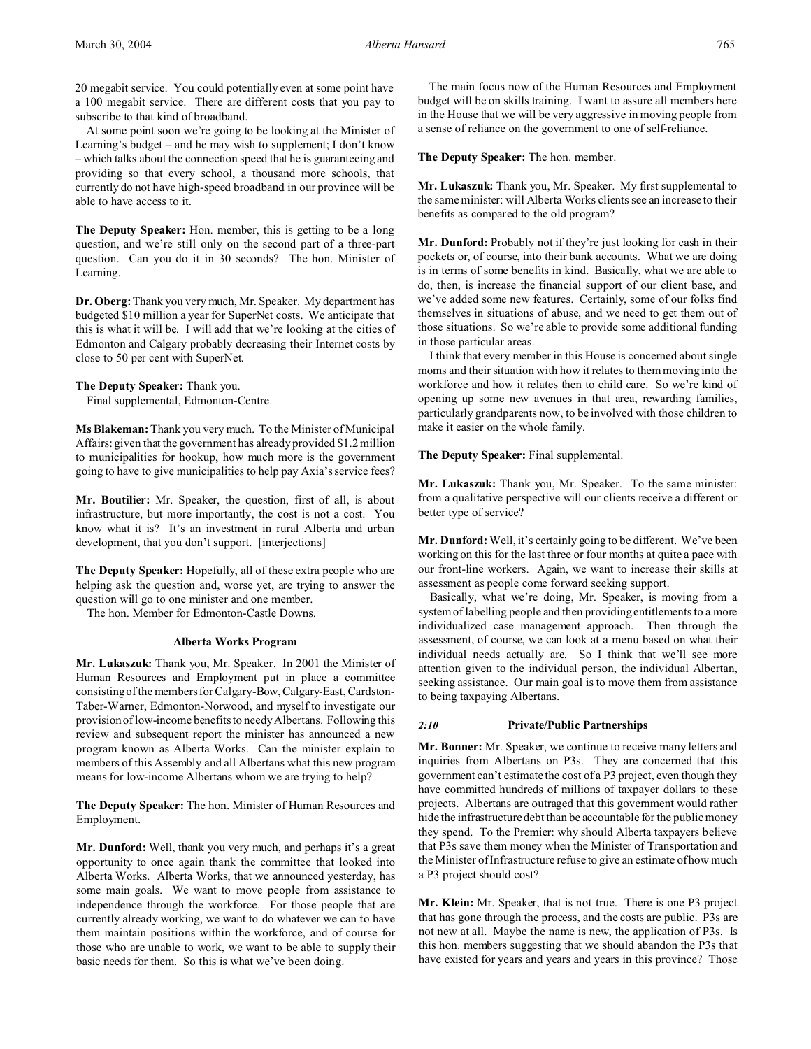20 megabit service. You could potentially even at some point have a 100 megabit service. There are different costs that you pay to subscribe to that kind of broadband.

At some point soon we're going to be looking at the Minister of Learning's budget – and he may wish to supplement; I don't know – which talks about the connection speed that he is guaranteeing and providing so that every school, a thousand more schools, that currently do not have high-speed broadband in our province will be able to have access to it.

**The Deputy Speaker:** Hon. member, this is getting to be a long question, and we're still only on the second part of a three-part question. Can you do it in 30 seconds? The hon. Minister of Learning.

**Dr. Oberg:** Thank you very much, Mr. Speaker. My department has budgeted $10 million a year for SuperNet costs. We anticipate that this is what it will be. I will add that we're looking at the cities of Edmonton and Calgary probably decreasing their Internet costs by close to 50 per cent with SuperNet.

**The Deputy Speaker:** Thank you.

Final supplemental, Edmonton-Centre.

**Ms Blakeman:** Thank you very much. To the Minister of Municipal Affairs: given that the government has already provided $1.2 million to municipalities for hookup, how much more is the government going to have to give municipalities to help pay Axia's service fees?

**Mr. Boutilier:** Mr. Speaker, the question, first of all, is about infrastructure, but more importantly, the cost is not a cost. You know what it is? It's an investment in rural Alberta and urban development, that you don't support. [interjections]

**The Deputy Speaker:** Hopefully, all of these extra people who are helping ask the question and, worse yet, are trying to answer the question will go to one minister and one member.

The hon. Member for Edmonton-Castle Downs.

### Alberta Works Program

**Mr. Lukaszuk:** Thank you, Mr. Speaker. In 2001 the Minister of Human Resources and Employment put in place a committee consisting of the members for Calgary-Bow, Calgary-East, Cardston-Taber-Warner, Edmonton-Norwood, and myself to investigate our provision of low-income benefits to needy Albertans. Following this review and subsequent report the minister has announced a new program known as Alberta Works. Can the minister explain to members of this Assembly and all Albertans what this new program means for low-income Albertans whom we are trying to help?

**The Deputy Speaker:** The hon. Minister of Human Resources and Employment.

**Mr. Dunford:** Well, thank you very much, and perhaps it's a great opportunity to once again thank the committee that looked into Alberta Works. Alberta Works, that we announced yesterday, has some main goals. We want to move people from assistance to independence through the workforce. For those people that are currently already working, we want to do whatever we can to have them maintain positions within the workforce, and of course for those who are unable to work, we want to be able to supply their basic needs for them. So this is what we've been doing.

The main focus now of the Human Resources and Employment budget will be on skills training. I want to assure all members here in the House that we will be very aggressive in moving people from a sense of reliance on the government to one of self-reliance.

**The Deputy Speaker:** The hon. member.

**Mr. Lukaszuk:** Thank you, Mr. Speaker. My first supplemental to the same minister: will Alberta Works clients see an increase to their benefits as compared to the old program?

**Mr. Dunford:** Probably not if they're just looking for cash in their pockets or, of course, into their bank accounts. What we are doing is in terms of some benefits in kind. Basically, what we are able to do, then, is increase the financial support of our client base, and we've added some new features. Certainly, some of our folks find themselves in situations of abuse, and we need to get them out of those situations. So we're able to provide some additional funding in those particular areas.

I think that every member in this House is concerned about single moms and their situation with how it relates to them moving into the workforce and how it relates then to child care. So we're kind of opening up some new avenues in that area, rewarding families, particularly grandparents now, to be involved with those children to make it easier on the whole family.

**The Deputy Speaker:** Final supplemental.

**Mr. Lukaszuk:** Thank you, Mr. Speaker. To the same minister: from a qualitative perspective will our clients receive a different or better type of service?

**Mr. Dunford:** Well, it's certainly going to be different. We've been working on this for the last three or four months at quite a pace with our front-line workers. Again, we want to increase their skills at assessment as people come forward seeking support.

Basically, what we're doing, Mr. Speaker, is moving from a system of labelling people and then providing entitlements to a more individualized case management approach. Then through the assessment, of course, we can look at a menu based on what their individual needs actually are. So I think that we'll see more attention given to the individual person, the individual Albertan, seeking assistance. Our main goal is to move them from assistance to being taxpaying Albertans.

*2:10*

### Private/Public Partnerships

**Mr. Bonner:** Mr. Speaker, we continue to receive many letters and inquiries from Albertans on P3s. They are concerned that this government can't estimate the cost of a P3 project, even though they have committed hundreds of millions of taxpayer dollars to these projects. Albertans are outraged that this government would rather hide the infrastructure debt than be accountable for the public money they spend. To the Premier: why should Alberta taxpayers believe that P3s save them money when the Minister of Transportation and the Minister of Infrastructure refuse to give an estimate of how much a P3 project should cost?

**Mr. Klein:** Mr. Speaker, that is not true. There is one P3 project that has gone through the process, and the costs are public. P3s are not new at all. Maybe the name is new, the application of P3s. Is this hon. members suggesting that we should abandon the P3s that have existed for years and years and years in this province? Those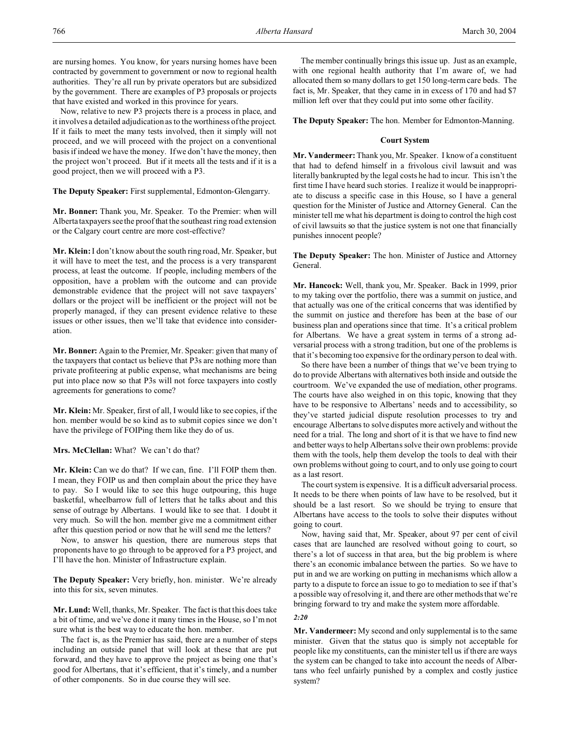are nursing homes. You know, for years nursing homes have been contracted by government to government or now to regional health authorities. They're all run by private operators but are subsidized by the government. There are examples of P3 proposals or projects that have existed and worked in this province for years.

Now, relative to new P3 projects there is a process in place, and it involves a detailed adjudication as to the worthiness of the project. If it fails to meet the many tests involved, then it simply will not proceed, and we will proceed with the project on a conventional basis if indeed we have the money. If we don't have the money, then the project won't proceed. But if it meets all the tests and if it is a good project, then we will proceed with a P3.

**The Deputy Speaker:** First supplemental, Edmonton-Glengarry.

**Mr. Bonner:** Thank you, Mr. Speaker. To the Premier: when will Alberta taxpayers see the proof that the southeast ring road extension or the Calgary court centre are more cost-effective?

**Mr. Klein:** I don't know about the south ring road, Mr. Speaker, but it will have to meet the test, and the process is a very transparent process, at least the outcome. If people, including members of the opposition, have a problem with the outcome and can provide demonstrable evidence that the project will not save taxpayers' dollars or the project will be inefficient or the project will not be properly managed, if they can present evidence relative to these issues or other issues, then we'll take that evidence into consideration.

**Mr. Bonner:** Again to the Premier, Mr. Speaker: given that many of the taxpayers that contact us believe that P3s are nothing more than private profiteering at public expense, what mechanisms are being put into place now so that P3s will not force taxpayers into costly agreements for generations to come?

**Mr. Klein:** Mr. Speaker, first of all, I would like to see copies, if the hon. member would be so kind as to submit copies since we don't have the privilege of FOIPing them like they do of us.

**Mrs. McClellan:** What? We can't do that?

**Mr. Klein:** Can we do that? If we can, fine. I'll FOIP them then. I mean, they FOIP us and then complain about the price they have to pay. So I would like to see this huge outpouring, this huge basketful, wheelbarrow full of letters that he talks about and this sense of outrage by Albertans. I would like to see that. I doubt it very much. So will the hon. member give me a commitment either after this question period or now that he will send me the letters?

Now, to answer his question, there are numerous steps that proponents have to go through to be approved for a P3 project, and I'll have the hon. Minister of Infrastructure explain.

**The Deputy Speaker:** Very briefly, hon. minister. We're already into this for six, seven minutes.

**Mr. Lund:** Well, thanks, Mr. Speaker. The fact is that this does take a bit of time, and we've done it many times in the House, so I'm not sure what is the best way to educate the hon. member.

The fact is, as the Premier has said, there are a number of steps including an outside panel that will look at these that are put forward, and they have to approve the project as being one that's good for Albertans, that it's efficient, that it's timely, and a number of other components. So in due course they will see.

The member continually brings this issue up. Just as an example, with one regional health authority that I'm aware of, we had allocated them so many dollars to get 150 long-term care beds. The fact is, Mr. Speaker, that they came in in excess of 170 and had $7 million left over that they could put into some other facility.

**The Deputy Speaker:** The hon. Member for Edmonton-Manning.

### Court System

**Mr. Vandermeer:** Thank you, Mr. Speaker. I know of a constituent that had to defend himself in a frivolous civil lawsuit and was literally bankrupted by the legal costs he had to incur. This isn't the first time I have heard such stories. I realize it would be inappropriate to discuss a specific case in this House, so I have a general question for the Minister of Justice and Attorney General. Can the minister tell me what his department is doing to control the high cost of civil lawsuits so that the justice system is not one that financially punishes innocent people?

**The Deputy Speaker:** The hon. Minister of Justice and Attorney General.

**Mr. Hancock:** Well, thank you, Mr. Speaker. Back in 1999, prior to my taking over the portfolio, there was a summit on justice, and that actually was one of the critical concerns that was identified by the summit on justice and therefore has been at the base of our business plan and operations since that time. It's a critical problem for Albertans. We have a great system in terms of a strong adversarial process with a strong tradition, but one of the problems is that it's becoming too expensive for the ordinary person to deal with.

So there have been a number of things that we've been trying to do to provide Albertans with alternatives both inside and outside the courtroom. We've expanded the use of mediation, other programs. The courts have also weighed in on this topic, knowing that they have to be responsive to Albertans' needs and to accessibility, so they've started judicial dispute resolution processes to try and encourage Albertans to solve disputes more actively and without the need for a trial. The long and short of it is that we have to find new and better ways to help Albertans solve their own problems: provide them with the tools, help them develop the tools to deal with their own problems without going to court, and to only use going to court as a last resort.

The court system is expensive. It is a difficult adversarial process. It needs to be there when points of law have to be resolved, but it should be a last resort. So we should be trying to ensure that Albertans have access to the tools to solve their disputes without going to court.

Now, having said that, Mr. Speaker, about 97 per cent of civil cases that are launched are resolved without going to court, so there's a lot of success in that area, but the big problem is where there's an economic imbalance between the parties. So we have to put in and we are working on putting in mechanisms which allow a party to a dispute to force an issue to go to mediation to see if that's a possible way of resolving it, and there are other methods that we're bringing forward to try and make the system more affordable.

*2:20*

**Mr. Vandermeer:** My second and only supplemental is to the same minister. Given that the status quo is simply not acceptable for people like my constituents, can the minister tell us if there are ways the system can be changed to take into account the needs of Albertans who feel unfairly punished by a complex and costly justice system?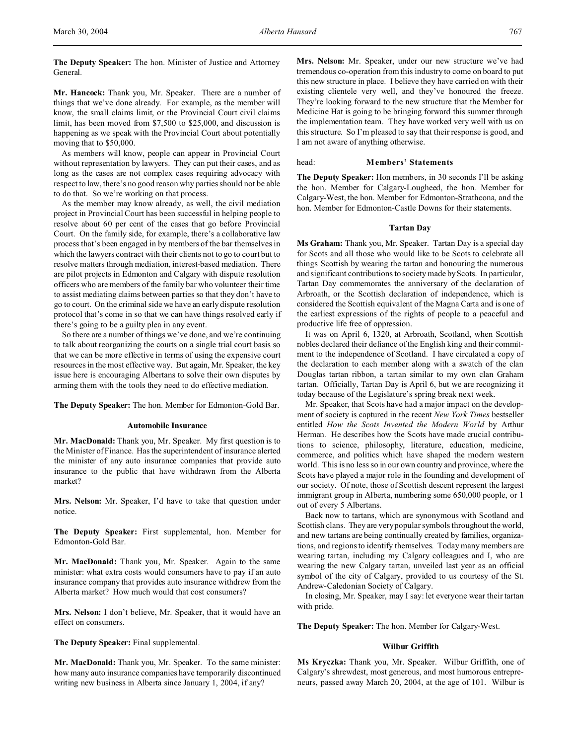**The Deputy Speaker:** The hon. Minister of Justice and Attorney General.

**Mr. Hancock:** Thank you, Mr. Speaker. There are a number of things that we've done already. For example, as the member will know, the small claims limit, or the Provincial Court civil claims limit, has been moved from $7,500 to $25,000, and discussion is happening as we speak with the Provincial Court about potentially moving that to $50,000.

As members will know, people can appear in Provincial Court without representation by lawyers. They can put their cases, and as long as the cases are not complex cases requiring advocacy with respect to law, there's no good reason why parties should not be able to do that. So we're working on that process.

As the member may know already, as well, the civil mediation project in Provincial Court has been successful in helping people to resolve about 60 per cent of the cases that go before Provincial Court. On the family side, for example, there's a collaborative law process that's been engaged in by members of the bar themselves in which the lawyers contract with their clients not to go to court but to resolve matters through mediation, interest-based mediation. There are pilot projects in Edmonton and Calgary with dispute resolution officers who are members of the family bar who volunteer their time to assist mediating claims between parties so that they don't have to go to court. On the criminal side we have an early dispute resolution protocol that's come in so that we can have things resolved early if there's going to be a guilty plea in any event.

So there are a number of things we've done, and we're continuing to talk about reorganizing the courts on a single trial court basis so that we can be more effective in terms of using the expensive court resources in the most effective way. But again, Mr. Speaker, the key issue here is encouraging Albertans to solve their own disputes by arming them with the tools they need to do effective mediation.

**The Deputy Speaker:** The hon. Member for Edmonton-Gold Bar.

### Automobile Insurance

**Mr. MacDonald:** Thank you, Mr. Speaker. My first question is to the Minister of Finance. Has the superintendent of insurance alerted the minister of any auto insurance companies that provide auto insurance to the public that have withdrawn from the Alberta market?

**Mrs. Nelson:** Mr. Speaker, I'd have to take that question under notice.

**The Deputy Speaker:** First supplemental, hon. Member for Edmonton-Gold Bar.

**Mr. MacDonald:** Thank you, Mr. Speaker. Again to the same minister: what extra costs would consumers have to pay if an auto insurance company that provides auto insurance withdrew from the Alberta market? How much would that cost consumers?

**Mrs. Nelson:** I don't believe, Mr. Speaker, that it would have an effect on consumers.

**The Deputy Speaker:** Final supplemental.

**Mr. MacDonald:** Thank you, Mr. Speaker. To the same minister: how many auto insurance companies have temporarily discontinued writing new business in Alberta since January 1, 2004, if any?

**Mrs. Nelson:** Mr. Speaker, under our new structure we've had tremendous co-operation from this industry to come on board to put this new structure in place. I believe they have carried on with their existing clientele very well, and they've honoured the freeze. They're looking forward to the new structure that the Member for Medicine Hat is going to be bringing forward this summer through the implementation team. They have worked very well with us on this structure. So I'm pleased to say that their response is good, and I am not aware of anything otherwise.

head: **Members' Statements**

**The Deputy Speaker:** Hon members, in 30 seconds I'll be asking the hon. Member for Calgary-Lougheed, the hon. Member for Calgary-West, the hon. Member for Edmonton-Strathcona, and the hon. Member for Edmonton-Castle Downs for their statements.

### Tartan Day

**Ms Graham:** Thank you, Mr. Speaker. Tartan Day is a special day for Scots and all those who would like to be Scots to celebrate all things Scottish by wearing the tartan and honouring the numerous and significant contributions to society made by Scots. In particular, Tartan Day commemorates the anniversary of the declaration of Arbroath, or the Scottish declaration of independence, which is considered the Scottish equivalent of the Magna Carta and is one of the earliest expressions of the rights of people to a peaceful and productive life free of oppression.

It was on April 6, 1320, at Arbroath, Scotland, when Scottish nobles declared their defiance of the English king and their commitment to the independence of Scotland. I have circulated a copy of the declaration to each member along with a swatch of the clan Douglas tartan ribbon, a tartan similar to my own clan Graham tartan. Officially, Tartan Day is April 6, but we are recognizing it today because of the Legislature's spring break next week.

Mr. Speaker, that Scots have had a major impact on the development of society is captured in the recent *New York Times* bestseller entitled *How the Scots Invented the Modern World* by Arthur Herman. He describes how the Scots have made crucial contributions to science, philosophy, literature, education, medicine, commerce, and politics which have shaped the modern western world. This is no less so in our own country and province, where the Scots have played a major role in the founding and development of our society. Of note, those of Scottish descent represent the largest immigrant group in Alberta, numbering some 650,000 people, or 1 out of every 5 Albertans.

Back now to tartans, which are synonymous with Scotland and Scottish clans. They are very popular symbols throughout the world, and new tartans are being continually created by families, organizations, and regions to identify themselves. Today many members are wearing tartan, including my Calgary colleagues and I, who are wearing the new Calgary tartan, unveiled last year as an official symbol of the city of Calgary, provided to us courtesy of the St. Andrew-Caledonian Society of Calgary.

In closing, Mr. Speaker, may I say: let everyone wear their tartan with pride.

**The Deputy Speaker:** The hon. Member for Calgary-West.

### Wilbur Griffith

**Ms Kryczka:** Thank you, Mr. Speaker. Wilbur Griffith, one of Calgary's shrewdest, most generous, and most humorous entrepreneurs, passed away March 20, 2004, at the age of 101. Wilbur is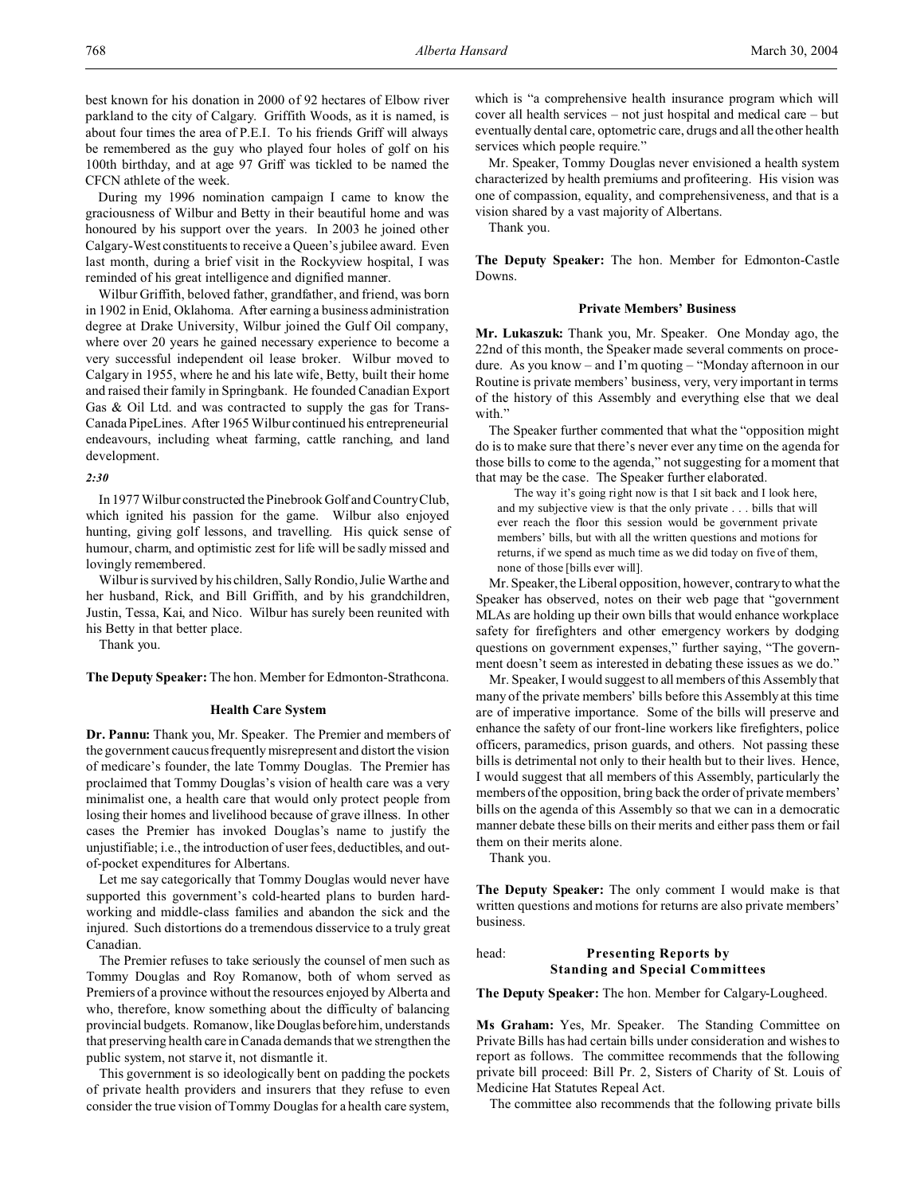best known for his donation in 2000 of 92 hectares of Elbow river parkland to the city of Calgary. Griffith Woods, as it is named, is about four times the area of P.E.I. To his friends Griff will always be remembered as the guy who played four holes of golf on his 100th birthday, and at age 97 Griff was tickled to be named the CFCN athlete of the week.

During my 1996 nomination campaign I came to know the graciousness of Wilbur and Betty in their beautiful home and was honoured by his support over the years. In 2003 he joined other Calgary-West constituents to receive a Queen's jubilee award. Even last month, during a brief visit in the Rockyview hospital, I was reminded of his great intelligence and dignified manner.

Wilbur Griffith, beloved father, grandfather, and friend, was born in 1902 in Enid, Oklahoma. After earning a business administration degree at Drake University, Wilbur joined the Gulf Oil company, where over 20 years he gained necessary experience to become a very successful independent oil lease broker. Wilbur moved to Calgary in 1955, where he and his late wife, Betty, built their home and raised their family in Springbank. He founded Canadian Export Gas & Oil Ltd. and was contracted to supply the gas for Trans-Canada PipeLines. After 1965 Wilbur continued his entrepreneurial endeavours, including wheat farming, cattle ranching, and land development.

*2:30*

In 1977 Wilbur constructed the Pinebrook Golf and Country Club, which ignited his passion for the game. Wilbur also enjoyed hunting, giving golf lessons, and travelling. His quick sense of humour, charm, and optimistic zest for life will be sadly missed and lovingly remembered.

Wilbur is survived by his children, Sally Rondio, Julie Warthe and her husband, Rick, and Bill Griffith, and by his grandchildren, Justin, Tessa, Kai, and Nico. Wilbur has surely been reunited with his Betty in that better place.

Thank you.

**The Deputy Speaker:** The hon. Member for Edmonton-Strathcona.

### Health Care System

**Dr. Pannu:** Thank you, Mr. Speaker. The Premier and members of the government caucus frequently misrepresent and distort the vision of medicare's founder, the late Tommy Douglas. The Premier has proclaimed that Tommy Douglas's vision of health care was a very minimalist one, a health care that would only protect people from losing their homes and livelihood because of grave illness. In other cases the Premier has invoked Douglas's name to justify the unjustifiable; i.e., the introduction of user fees, deductibles, and out-of-pocket expenditures for Albertans.

Let me say categorically that Tommy Douglas would never have supported this government's cold-hearted plans to burden hard-working and middle-class families and abandon the sick and the injured. Such distortions do a tremendous disservice to a truly great Canadian.

The Premier refuses to take seriously the counsel of men such as Tommy Douglas and Roy Romanow, both of whom served as Premiers of a province without the resources enjoyed by Alberta and who, therefore, know something about the difficulty of balancing provincial budgets. Romanow, like Douglas before him, understands that preserving health care in Canada demands that we strengthen the public system, not starve it, not dismantle it.

This government is so ideologically bent on padding the pockets of private health providers and insurers that they refuse to even consider the true vision of Tommy Douglas for a health care system, which is "a comprehensive health insurance program which will cover all health services – not just hospital and medical care – but eventually dental care, optometric care, drugs and all the other health services which people require."

Mr. Speaker, Tommy Douglas never envisioned a health system characterized by health premiums and profiteering. His vision was one of compassion, equality, and comprehensiveness, and that is a vision shared by a vast majority of Albertans.

Thank you.

**The Deputy Speaker:** The hon. Member for Edmonton-Castle Downs.

### Private Members' Business

**Mr. Lukaszuk:** Thank you, Mr. Speaker. One Monday ago, the 22nd of this month, the Speaker made several comments on procedure. As you know – and I'm quoting – "Monday afternoon in our Routine is private members' business, very, very important in terms of the history of this Assembly and everything else that we deal with."

The Speaker further commented that what the "opposition might do is to make sure that there's never ever any time on the agenda for those bills to come to the agenda," not suggesting for a moment that that may be the case. The Speaker further elaborated.

> The way it's going right now is that I sit back and I look here, and my subjective view is that the only private . . . bills that will ever reach the floor this session would be government private members' bills, but with all the written questions and motions for returns, if we spend as much time as we did today on five of them, none of those [bills ever will].

Mr. Speaker, the Liberal opposition, however, contrary to what the Speaker has observed, notes on their web page that "government MLAs are holding up their own bills that would enhance workplace safety for firefighters and other emergency workers by dodging questions on government expenses," further saying, "The government doesn't seem as interested in debating these issues as we do."

Mr. Speaker, I would suggest to all members of this Assembly that many of the private members' bills before this Assembly at this time are of imperative importance. Some of the bills will preserve and enhance the safety of our front-line workers like firefighters, police officers, paramedics, prison guards, and others. Not passing these bills is detrimental not only to their health but to their lives. Hence, I would suggest that all members of this Assembly, particularly the members of the opposition, bring back the order of private members' bills on the agenda of this Assembly so that we can in a democratic manner debate these bills on their merits and either pass them or fail them on their merits alone.

Thank you.

**The Deputy Speaker:** The only comment I would make is that written questions and motions for returns are also private members' business.

head: **Presenting Reports by Standing and Special Committees**

**The Deputy Speaker:** The hon. Member for Calgary-Lougheed.

**Ms Graham:** Yes, Mr. Speaker. The Standing Committee on Private Bills has had certain bills under consideration and wishes to report as follows. The committee recommends that the following private bill proceed: Bill Pr. 2, Sisters of Charity of St. Louis of Medicine Hat Statutes Repeal Act.

The committee also recommends that the following private bills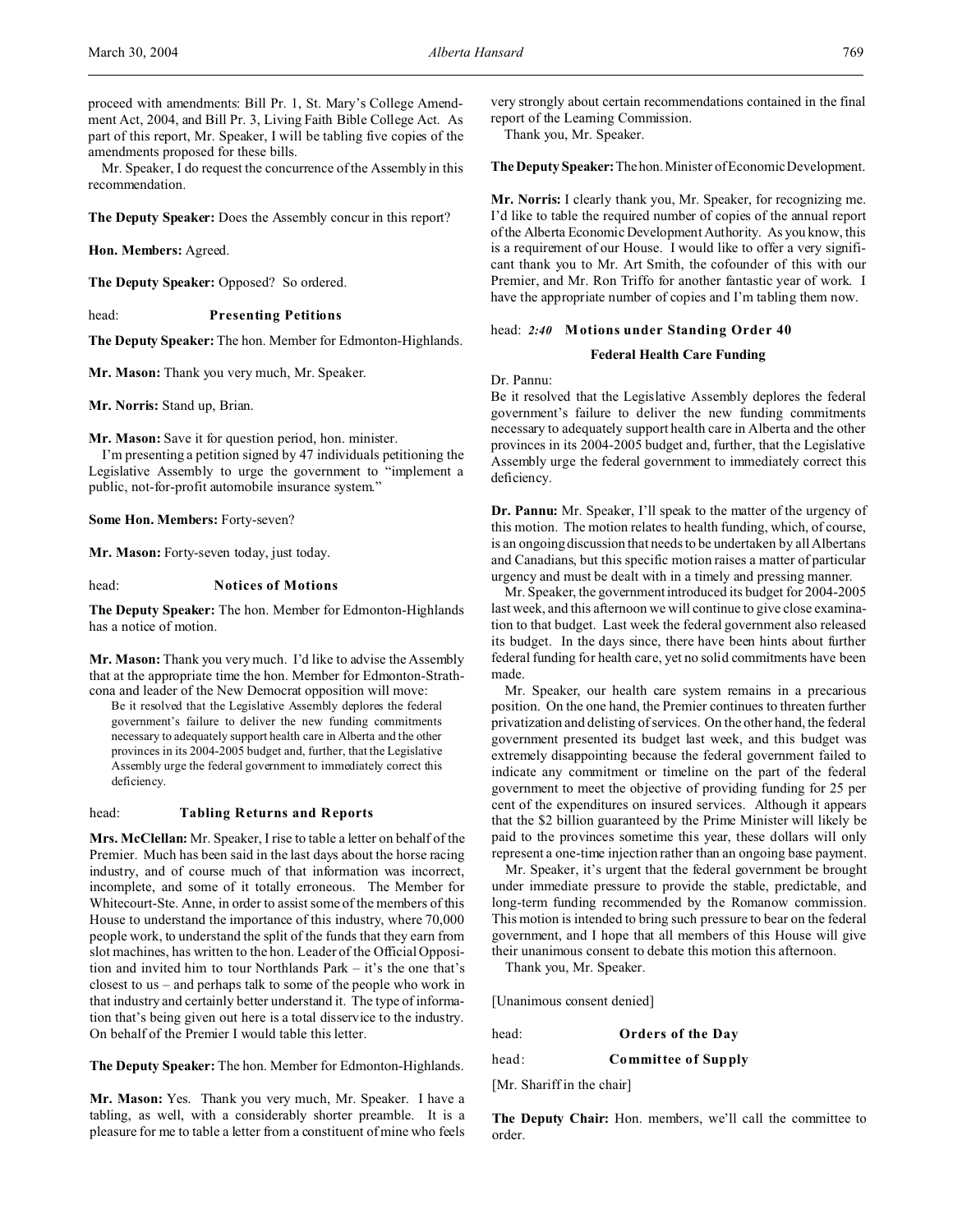proceed with amendments: Bill Pr. 1, St. Mary's College Amendment Act, 2004, and Bill Pr. 3, Living Faith Bible College Act. As part of this report, Mr. Speaker, I will be tabling five copies of the amendments proposed for these bills.

Mr. Speaker, I do request the concurrence of the Assembly in this recommendation.

**The Deputy Speaker:** Does the Assembly concur in this report?

**Hon. Members:** Agreed.

**The Deputy Speaker:** Opposed? So ordered.

head: **Presenting Petitions**

**The Deputy Speaker:** The hon. Member for Edmonton-Highlands.

**Mr. Mason:** Thank you very much, Mr. Speaker.

**Mr. Norris:** Stand up, Brian.

**Mr. Mason:** Save it for question period, hon. minister.

I'm presenting a petition signed by 47 individuals petitioning the Legislative Assembly to urge the government to "implement a public, not-for-profit automobile insurance system."

**Some Hon. Members:** Forty-seven?

**Mr. Mason:** Forty-seven today, just today.

head: **Notices of Motions**

**The Deputy Speaker:** The hon. Member for Edmonton-Highlands has a notice of motion.

**Mr. Mason:** Thank you very much. I'd like to advise the Assembly that at the appropriate time the hon. Member for Edmonton-Strathcona and leader of the New Democrat opposition will move:

> Be it resolved that the Legislative Assembly deplores the federal government's failure to deliver the new funding commitments necessary to adequately support health care in Alberta and the other provinces in its 2004-2005 budget and, further, that the Legislative Assembly urge the federal government to immediately correct this deficiency.

head: **Tabling Returns and Reports**

**Mrs. McClellan:** Mr. Speaker, I rise to table a letter on behalf of the Premier. Much has been said in the last days about the horse racing industry, and of course much of that information was incorrect, incomplete, and some of it totally erroneous. The Member for Whitecourt-Ste. Anne, in order to assist some of the members of this House to understand the importance of this industry, where 70,000 people work, to understand the split of the funds that they earn from slot machines, has written to the hon. Leader of the Official Opposition and invited him to tour Northlands Park – it's the one that's closest to us – and perhaps talk to some of the people who work in that industry and certainly better understand it. The type of information that's being given out here is a total disservice to the industry. On behalf of the Premier I would table this letter.

**The Deputy Speaker:** The hon. Member for Edmonton-Highlands.

**Mr. Mason:** Yes. Thank you very much, Mr. Speaker. I have a tabling, as well, with a considerably shorter preamble. It is a pleasure for me to table a letter from a constituent of mine who feels very strongly about certain recommendations contained in the final report of the Learning Commission.

Thank you, Mr. Speaker.

**The Deputy Speaker:** The hon. Minister of Economic Development.

**Mr. Norris:** I clearly thank you, Mr. Speaker, for recognizing me. I'd like to table the required number of copies of the annual report of the Alberta Economic Development Authority. As you know, this is a requirement of our House. I would like to offer a very significant thank you to Mr. Art Smith, the cofounder of this with our Premier, and Mr. Ron Triffo for another fantastic year of work. I have the appropriate number of copies and I'm tabling them now.

head: *2:40* **Motions under Standing Order 40**

### Federal Health Care Funding

Dr. Pannu:

Be it resolved that the Legislative Assembly deplores the federal government's failure to deliver the new funding commitments necessary to adequately support health care in Alberta and the other provinces in its 2004-2005 budget and, further, that the Legislative Assembly urge the federal government to immediately correct this deficiency.

**Dr. Pannu:** Mr. Speaker, I'll speak to the matter of the urgency of this motion. The motion relates to health funding, which, of course, is an ongoing discussion that needs to be undertaken by all Albertans and Canadians, but this specific motion raises a matter of particular urgency and must be dealt with in a timely and pressing manner.

Mr. Speaker, the government introduced its budget for 2004-2005 last week, and this afternoon we will continue to give close examination to that budget. Last week the federal government also released its budget. In the days since, there have been hints about further federal funding for health care, yet no solid commitments have been made.

Mr. Speaker, our health care system remains in a precarious position. On the one hand, the Premier continues to threaten further privatization and delisting of services. On the other hand, the federal government presented its budget last week, and this budget was extremely disappointing because the federal government failed to indicate any commitment or timeline on the part of the federal government to meet the objective of providing funding for 25 per cent of the expenditures on insured services. Although it appears that the $2 billion guaranteed by the Prime Minister will likely be paid to the provinces sometime this year, these dollars will only represent a one-time injection rather than an ongoing base payment.

Mr. Speaker, it's urgent that the federal government be brought under immediate pressure to provide the stable, predictable, and long-term funding recommended by the Romanow commission. This motion is intended to bring such pressure to bear on the federal government, and I hope that all members of this House will give their unanimous consent to debate this motion this afternoon.

Thank you, Mr. Speaker.

[Unanimous consent denied]

head: **Orders of the Day**

head: **Committee of Supply**

[Mr. Shariff in the chair]

**The Deputy Chair:** Hon. members, we'll call the committee to order.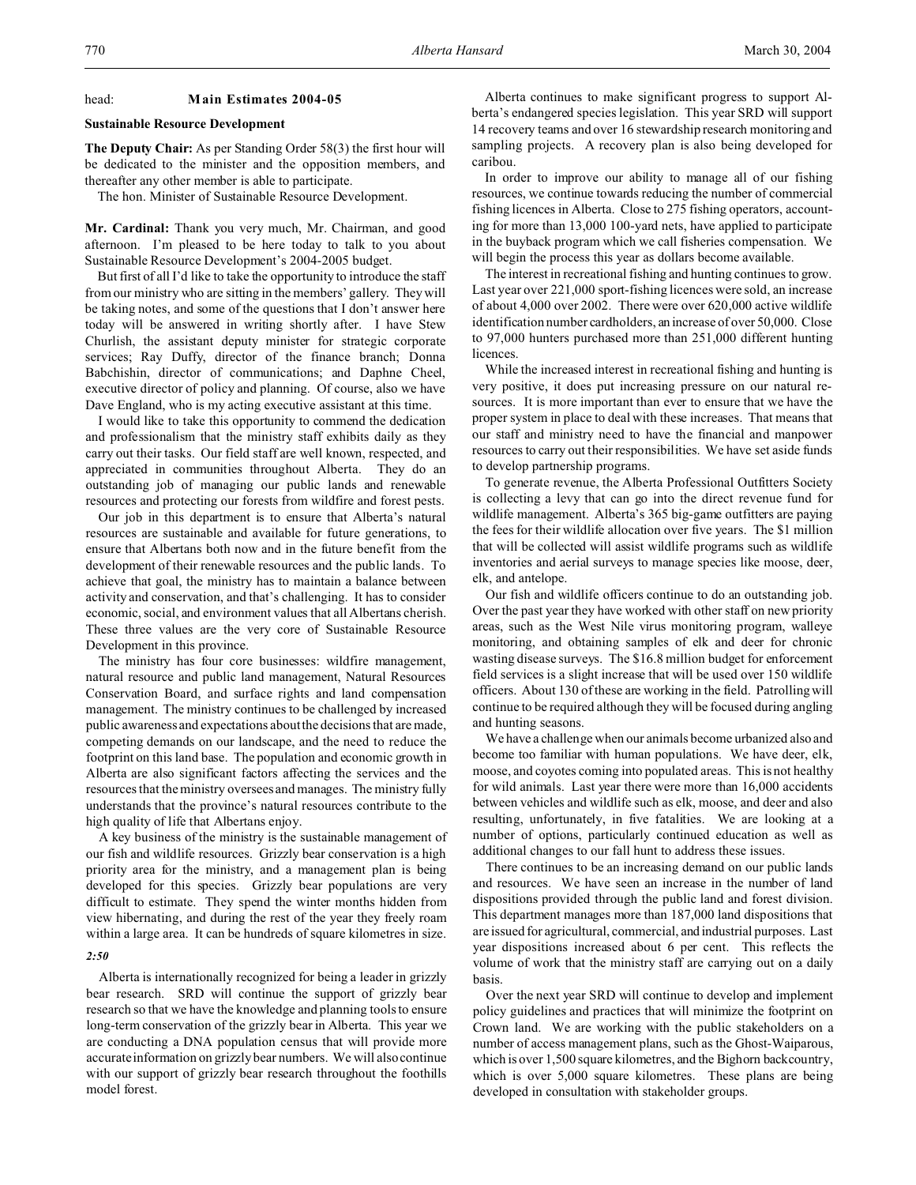head: **Main Estimates 2004-05**

**Sustainable Resource Development**

**The Deputy Chair:** As per Standing Order 58(3) the first hour will be dedicated to the minister and the opposition members, and thereafter any other member is able to participate.

The hon. Minister of Sustainable Resource Development.

**Mr. Cardinal:** Thank you very much, Mr. Chairman, and good afternoon. I'm pleased to be here today to talk to you about Sustainable Resource Development's 2004-2005 budget.

But first of all I'd like to take the opportunity to introduce the staff from our ministry who are sitting in the members' gallery. They will be taking notes, and some of the questions that I don't answer here today will be answered in writing shortly after. I have Stew Churlish, the assistant deputy minister for strategic corporate services; Ray Duffy, director of the finance branch; Donna Babchishin, director of communications; and Daphne Cheel, executive director of policy and planning. Of course, also we have Dave England, who is my acting executive assistant at this time.

I would like to take this opportunity to commend the dedication and professionalism that the ministry staff exhibits daily as they carry out their tasks. Our field staff are well known, respected, and appreciated in communities throughout Alberta. They do an outstanding job of managing our public lands and renewable resources and protecting our forests from wildfire and forest pests.

Our job in this department is to ensure that Alberta's natural resources are sustainable and available for future generations, to ensure that Albertans both now and in the future benefit from the development of their renewable resources and the public lands. To achieve that goal, the ministry has to maintain a balance between activity and conservation, and that's challenging. It has to consider economic, social, and environment values that all Albertans cherish. These three values are the very core of Sustainable Resource Development in this province.

The ministry has four core businesses: wildfire management, natural resource and public land management, Natural Resources Conservation Board, and surface rights and land compensation management. The ministry continues to be challenged by increased public awareness and expectations about the decisions that are made, competing demands on our landscape, and the need to reduce the footprint on this land base. The population and economic growth in Alberta are also significant factors affecting the services and the resources that the ministry oversees and manages. The ministry fully understands that the province's natural resources contribute to the high quality of life that Albertans enjoy.

A key business of the ministry is the sustainable management of our fish and wildlife resources. Grizzly bear conservation is a high priority area for the ministry, and a management plan is being developed for this species. Grizzly bear populations are very difficult to estimate. They spend the winter months hidden from view hibernating, and during the rest of the year they freely roam within a large area. It can be hundreds of square kilometres in size.

*2:50*

Alberta is internationally recognized for being a leader in grizzly bear research. SRD will continue the support of grizzly bear research so that we have the knowledge and planning tools to ensure long-term conservation of the grizzly bear in Alberta. This year we are conducting a DNA population census that will provide more accurate information on grizzly bear numbers. We will also continue with our support of grizzly bear research throughout the foothills model forest.

Alberta continues to make significant progress to support Alberta's endangered species legislation. This year SRD will support 14 recovery teams and over 16 stewardship research monitoring and sampling projects. A recovery plan is also being developed for caribou.

In order to improve our ability to manage all of our fishing resources, we continue towards reducing the number of commercial fishing licences in Alberta. Close to 275 fishing operators, accounting for more than 13,000 100-yard nets, have applied to participate in the buyback program which we call fisheries compensation. We will begin the process this year as dollars become available.

The interest in recreational fishing and hunting continues to grow. Last year over 221,000 sport-fishing licences were sold, an increase of about 4,000 over 2002. There were over 620,000 active wildlife identification number cardholders, an increase of over 50,000. Close to 97,000 hunters purchased more than 251,000 different hunting licences.

While the increased interest in recreational fishing and hunting is very positive, it does put increasing pressure on our natural resources. It is more important than ever to ensure that we have the proper system in place to deal with these increases. That means that our staff and ministry need to have the financial and manpower resources to carry out their responsibilities. We have set aside funds to develop partnership programs.

To generate revenue, the Alberta Professional Outfitters Society is collecting a levy that can go into the direct revenue fund for wildlife management. Alberta's 365 big-game outfitters are paying the fees for their wildlife allocation over five years. The $1 million that will be collected will assist wildlife programs such as wildlife inventories and aerial surveys to manage species like moose, deer, elk, and antelope.

Our fish and wildlife officers continue to do an outstanding job. Over the past year they have worked with other staff on new priority areas, such as the West Nile virus monitoring program, walleye monitoring, and obtaining samples of elk and deer for chronic wasting disease surveys. The $16.8 million budget for enforcement field services is a slight increase that will be used over 150 wildlife officers. About 130 of these are working in the field. Patrolling will continue to be required although they will be focused during angling and hunting seasons.

We have a challenge when our animals become urbanized also and become too familiar with human populations. We have deer, elk, moose, and coyotes coming into populated areas. This is not healthy for wild animals. Last year there were more than 16,000 accidents between vehicles and wildlife such as elk, moose, and deer and also resulting, unfortunately, in five fatalities. We are looking at a number of options, particularly continued education as well as additional changes to our fall hunt to address these issues.

There continues to be an increasing demand on our public lands and resources. We have seen an increase in the number of land dispositions provided through the public land and forest division. This department manages more than 187,000 land dispositions that are issued for agricultural, commercial, and industrial purposes. Last year dispositions increased about 6 per cent. This reflects the volume of work that the ministry staff are carrying out on a daily basis.

Over the next year SRD will continue to develop and implement policy guidelines and practices that will minimize the footprint on Crown land. We are working with the public stakeholders on a number of access management plans, such as the Ghost-Waiparous, which is over 1,500 square kilometres, and the Bighorn backcountry, which is over 5,000 square kilometres. These plans are being developed in consultation with stakeholder groups.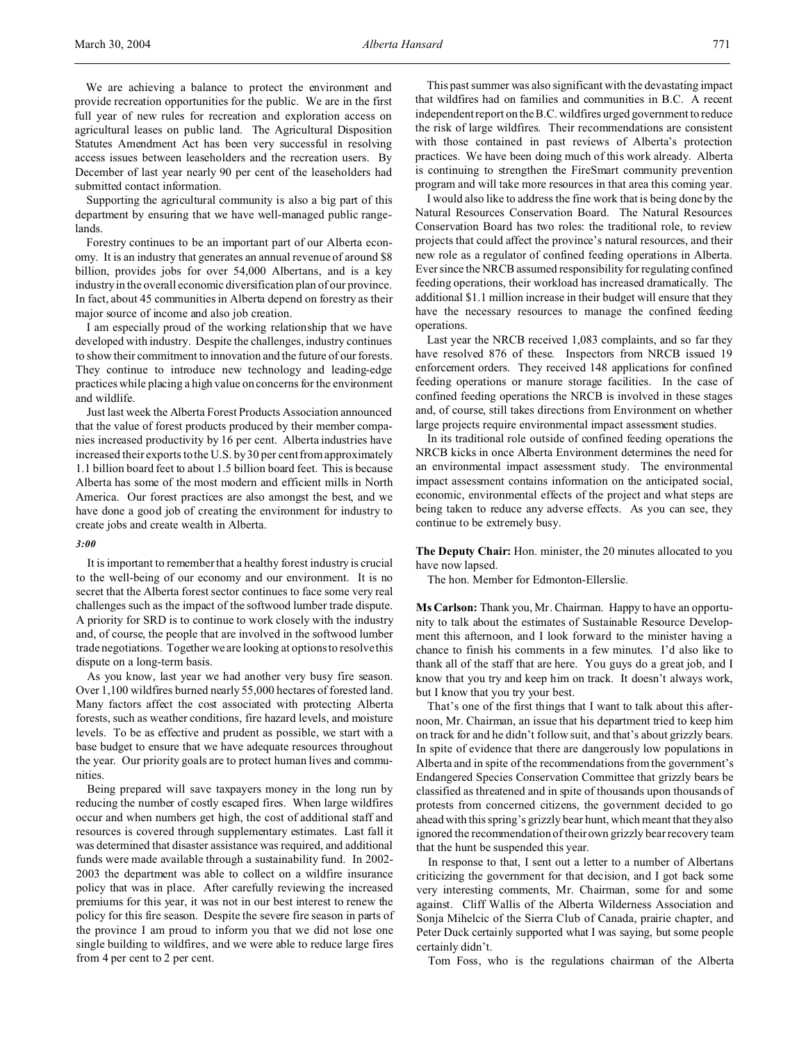We are achieving a balance to protect the environment and provide recreation opportunities for the public. We are in the first full year of new rules for recreation and exploration access on agricultural leases on public land. The Agricultural Disposition Statutes Amendment Act has been very successful in resolving access issues between leaseholders and the recreation users. By December of last year nearly 90 per cent of the leaseholders had submitted contact information.

Supporting the agricultural community is also a big part of this department by ensuring that we have well-managed public rangelands.

Forestry continues to be an important part of our Alberta economy. It is an industry that generates an annual revenue of around $8 billion, provides jobs for over 54,000 Albertans, and is a key industry in the overall economic diversification plan of our province. In fact, about 45 communities in Alberta depend on forestry as their major source of income and also job creation.

I am especially proud of the working relationship that we have developed with industry. Despite the challenges, industry continues to show their commitment to innovation and the future of our forests. They continue to introduce new technology and leading-edge practices while placing a high value on concerns for the environment and wildlife.

Just last week the Alberta Forest Products Association announced that the value of forest products produced by their member companies increased productivity by 16 per cent. Alberta industries have increased their exports to the U.S. by 30 per cent from approximately 1.1 billion board feet to about 1.5 billion board feet. This is because Alberta has some of the most modern and efficient mills in North America. Our forest practices are also amongst the best, and we have done a good job of creating the environment for industry to create jobs and create wealth in Alberta.

*3:00*

It is important to remember that a healthy forest industry is crucial to the well-being of our economy and our environment. It is no secret that the Alberta forest sector continues to face some very real challenges such as the impact of the softwood lumber trade dispute. A priority for SRD is to continue to work closely with the industry and, of course, the people that are involved in the softwood lumber trade negotiations. Together we are looking at options to resolve this dispute on a long-term basis.

As you know, last year we had another very busy fire season. Over 1,100 wildfires burned nearly 55,000 hectares of forested land. Many factors affect the cost associated with protecting Alberta forests, such as weather conditions, fire hazard levels, and moisture levels. To be as effective and prudent as possible, we start with a base budget to ensure that we have adequate resources throughout the year. Our priority goals are to protect human lives and communities.

Being prepared will save taxpayers money in the long run by reducing the number of costly escaped fires. When large wildfires occur and when numbers get high, the cost of additional staff and resources is covered through supplementary estimates. Last fall it was determined that disaster assistance was required, and additional funds were made available through a sustainability fund. In 2002-2003 the department was able to collect on a wildfire insurance policy that was in place. After carefully reviewing the increased premiums for this year, it was not in our best interest to renew the policy for this fire season. Despite the severe fire season in parts of the province I am proud to inform you that we did not lose one single building to wildfires, and we were able to reduce large fires from 4 per cent to 2 per cent.

This past summer was also significant with the devastating impact that wildfires had on families and communities in B.C. A recent independent report on the B.C. wildfires urged government to reduce the risk of large wildfires. Their recommendations are consistent with those contained in past reviews of Alberta's protection practices. We have been doing much of this work already. Alberta is continuing to strengthen the FireSmart community prevention program and will take more resources in that area this coming year.

I would also like to address the fine work that is being done by the Natural Resources Conservation Board. The Natural Resources Conservation Board has two roles: the traditional role, to review projects that could affect the province's natural resources, and their new role as a regulator of confined feeding operations in Alberta. Ever since the NRCB assumed responsibility for regulating confined feeding operations, their workload has increased dramatically. The additional $1.1 million increase in their budget will ensure that they have the necessary resources to manage the confined feeding operations.

Last year the NRCB received 1,083 complaints, and so far they have resolved 876 of these. Inspectors from NRCB issued 19 enforcement orders. They received 148 applications for confined feeding operations or manure storage facilities. In the case of confined feeding operations the NRCB is involved in these stages and, of course, still takes directions from Environment on whether large projects require environmental impact assessment studies.

In its traditional role outside of confined feeding operations the NRCB kicks in once Alberta Environment determines the need for an environmental impact assessment study. The environmental impact assessment contains information on the anticipated social, economic, environmental effects of the project and what steps are being taken to reduce any adverse effects. As you can see, they continue to be extremely busy.

**The Deputy Chair:** Hon. minister, the 20 minutes allocated to you have now lapsed.

The hon. Member for Edmonton-Ellerslie.

**Ms Carlson:** Thank you, Mr. Chairman. Happy to have an opportunity to talk about the estimates of Sustainable Resource Development this afternoon, and I look forward to the minister having a chance to finish his comments in a few minutes. I'd also like to thank all of the staff that are here. You guys do a great job, and I know that you try and keep him on track. It doesn't always work, but I know that you try your best.

That's one of the first things that I want to talk about this afternoon, Mr. Chairman, an issue that his department tried to keep him on track for and he didn't follow suit, and that's about grizzly bears. In spite of evidence that there are dangerously low populations in Alberta and in spite of the recommendations from the government's Endangered Species Conservation Committee that grizzly bears be classified as threatened and in spite of thousands upon thousands of protests from concerned citizens, the government decided to go ahead with this spring's grizzly bear hunt, which meant that they also ignored the recommendation of their own grizzly bear recovery team that the hunt be suspended this year.

In response to that, I sent out a letter to a number of Albertans criticizing the government for that decision, and I got back some very interesting comments, Mr. Chairman, some for and some against. Cliff Wallis of the Alberta Wilderness Association and Sonja Mihelcic of the Sierra Club of Canada, prairie chapter, and Peter Duck certainly supported what I was saying, but some people certainly didn't.

Tom Foss, who is the regulations chairman of the Alberta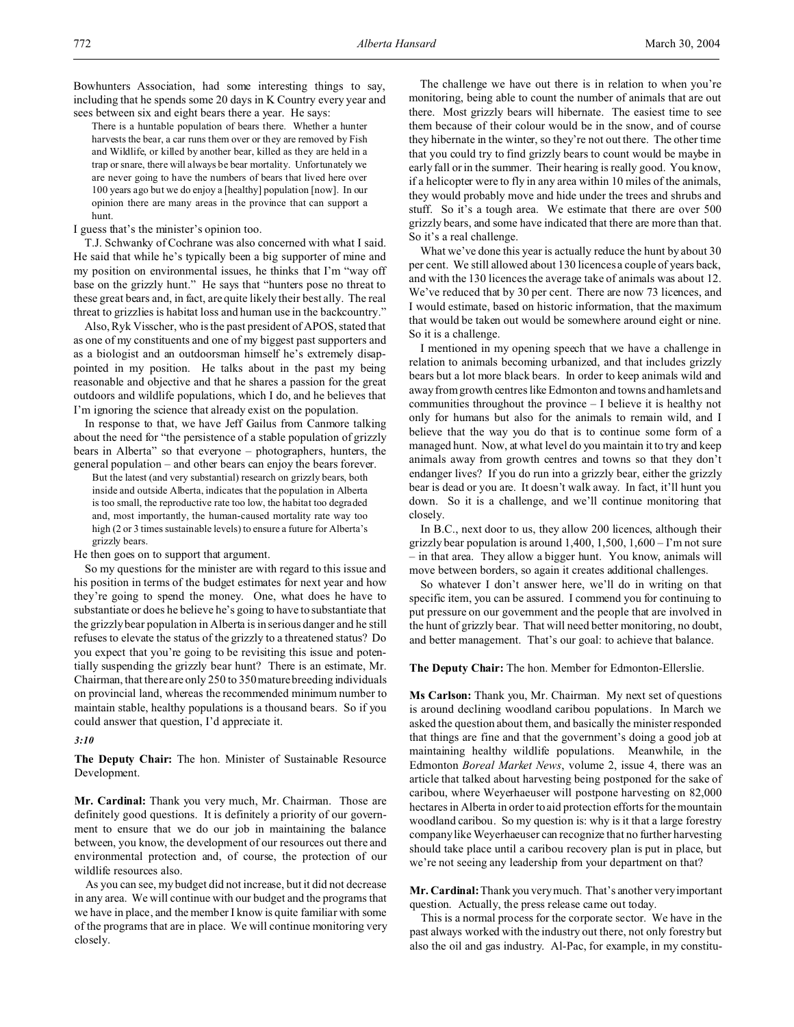Bowhunters Association, had some interesting things to say, including that he spends some 20 days in K Country every year and sees between six and eight bears there a year. He says:

> There is a huntable population of bears there. Whether a hunter harvests the bear, a car runs them over or they are removed by Fish and Wildlife, or killed by another bear, killed as they are held in a trap or snare, there will always be bear mortality. Unfortunately we are never going to have the numbers of bears that lived here over 100 years ago but we do enjoy a [healthy] population [now]. In our opinion there are many areas in the province that can support a hunt.

I guess that's the minister's opinion too.

T.J. Schwanky of Cochrane was also concerned with what I said. He said that while he's typically been a big supporter of mine and my position on environmental issues, he thinks that I'm "way off base on the grizzly hunt." He says that "hunters pose no threat to these great bears and, in fact, are quite likely their best ally. The real threat to grizzlies is habitat loss and human use in the backcountry."

Also, Ryk Visscher, who is the past president of APOS, stated that as one of my constituents and one of my biggest past supporters and as a biologist and an outdoorsman himself he's extremely disappointed in my position. He talks about in the past my being reasonable and objective and that he shares a passion for the great outdoors and wildlife populations, which I do, and he believes that I'm ignoring the science that already exist on the population.

In response to that, we have Jeff Gailus from Canmore talking about the need for "the persistence of a stable population of grizzly bears in Alberta" so that everyone – photographers, hunters, the general population – and other bears can enjoy the bears forever.

> But the latest (and very substantial) research on grizzly bears, both inside and outside Alberta, indicates that the population in Alberta is too small, the reproductive rate too low, the habitat too degraded and, most importantly, the human-caused mortality rate way too high (2 or 3 times sustainable levels) to ensure a future for Alberta's grizzly bears.

He then goes on to support that argument.

So my questions for the minister are with regard to this issue and his position in terms of the budget estimates for next year and how they're going to spend the money. One, what does he have to substantiate or does he believe he's going to have to substantiate that the grizzly bear population in Alberta is in serious danger and he still refuses to elevate the status of the grizzly to a threatened status? Do you expect that you're going to be revisiting this issue and potentially suspending the grizzly bear hunt? There is an estimate, Mr. Chairman, that there are only 250 to 350 mature breeding individuals on provincial land, whereas the recommended minimum number to maintain stable, healthy populations is a thousand bears. So if you could answer that question, I'd appreciate it.

*3:10*

**The Deputy Chair:** The hon. Minister of Sustainable Resource Development.

**Mr. Cardinal:** Thank you very much, Mr. Chairman. Those are definitely good questions. It is definitely a priority of our government to ensure that we do our job in maintaining the balance between, you know, the development of our resources out there and environmental protection and, of course, the protection of our wildlife resources also.

As you can see, my budget did not increase, but it did not decrease in any area. We will continue with our budget and the programs that we have in place, and the member I know is quite familiar with some of the programs that are in place. We will continue monitoring very closely.

The challenge we have out there is in relation to when you're monitoring, being able to count the number of animals that are out there. Most grizzly bears will hibernate. The easiest time to see them because of their colour would be in the snow, and of course they hibernate in the winter, so they're not out there. The other time that you could try to find grizzly bears to count would be maybe in early fall or in the summer. Their hearing is really good. You know, if a helicopter were to fly in any area within 10 miles of the animals, they would probably move and hide under the trees and shrubs and stuff. So it's a tough area. We estimate that there are over 500 grizzly bears, and some have indicated that there are more than that. So it's a real challenge.

What we've done this year is actually reduce the hunt by about 30 per cent. We still allowed about 130 licences a couple of years back, and with the 130 licences the average take of animals was about 12. We've reduced that by 30 per cent. There are now 73 licences, and I would estimate, based on historic information, that the maximum that would be taken out would be somewhere around eight or nine. So it is a challenge.

I mentioned in my opening speech that we have a challenge in relation to animals becoming urbanized, and that includes grizzly bears but a lot more black bears. In order to keep animals wild and away from growth centres like Edmonton and towns and hamlets and communities throughout the province – I believe it is healthy not only for humans but also for the animals to remain wild, and I believe that the way you do that is to continue some form of a managed hunt. Now, at what level do you maintain it to try and keep animals away from growth centres and towns so that they don't endanger lives? If you do run into a grizzly bear, either the grizzly bear is dead or you are. It doesn't walk away. In fact, it'll hunt you down. So it is a challenge, and we'll continue monitoring that closely.

In B.C., next door to us, they allow 200 licences, although their grizzly bear population is around 1,400, 1,500, 1,600 – I'm not sure – in that area. They allow a bigger hunt. You know, animals will move between borders, so again it creates additional challenges.

So whatever I don't answer here, we'll do in writing on that specific item, you can be assured. I commend you for continuing to put pressure on our government and the people that are involved in the hunt of grizzly bear. That will need better monitoring, no doubt, and better management. That's our goal: to achieve that balance.

**The Deputy Chair:** The hon. Member for Edmonton-Ellerslie.

**Ms Carlson:** Thank you, Mr. Chairman. My next set of questions is around declining woodland caribou populations. In March we asked the question about them, and basically the minister responded that things are fine and that the government's doing a good job at maintaining healthy wildlife populations. Meanwhile, in the Edmonton *Boreal Market News*, volume 2, issue 4, there was an article that talked about harvesting being postponed for the sake of caribou, where Weyerhaeuser will postpone harvesting on 82,000 hectares in Alberta in order to aid protection efforts for the mountain woodland caribou. So my question is: why is it that a large forestry company like Weyerhaeuser can recognize that no further harvesting should take place until a caribou recovery plan is put in place, but we're not seeing any leadership from your department on that?

**Mr. Cardinal:** Thank you very much. That's another very important question. Actually, the press release came out today.

This is a normal process for the corporate sector. We have in the past always worked with the industry out there, not only forestry but also the oil and gas industry. Al-Pac, for example, in my constitu-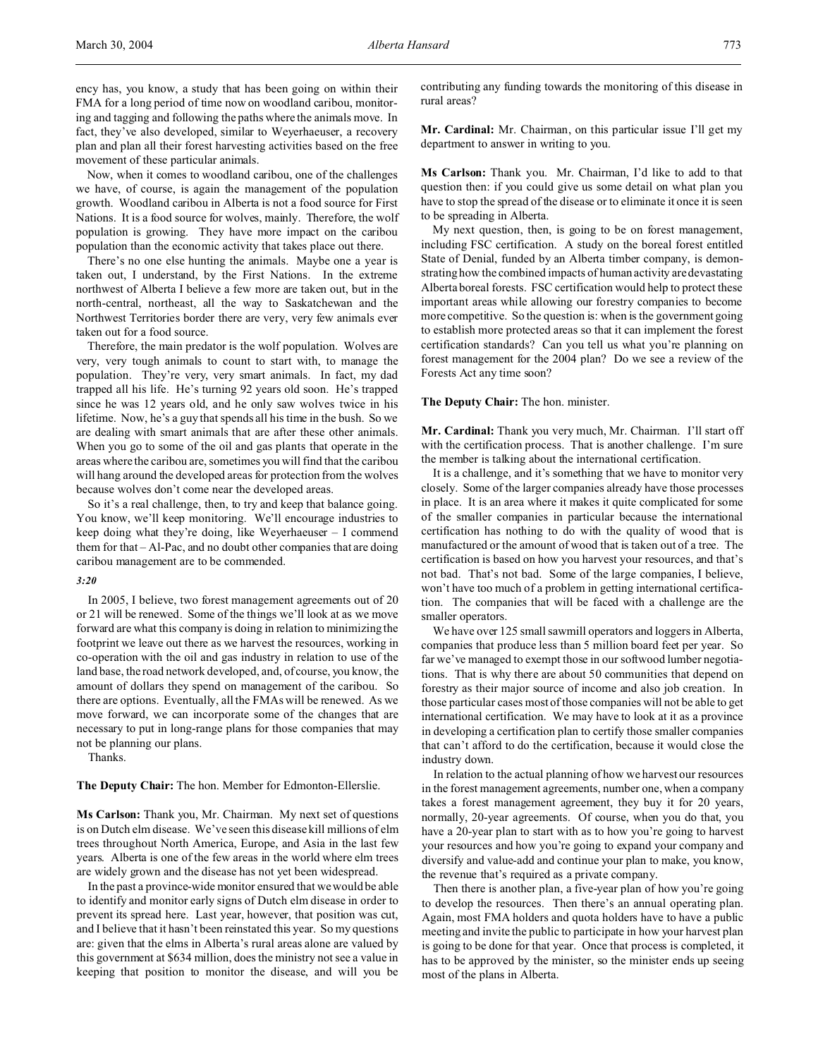ency has, you know, a study that has been going on within their FMA for a long period of time now on woodland caribou, monitoring and tagging and following the paths where the animals move. In fact, they've also developed, similar to Weyerhaeuser, a recovery plan and plan all their forest harvesting activities based on the free movement of these particular animals.

Now, when it comes to woodland caribou, one of the challenges we have, of course, is again the management of the population growth. Woodland caribou in Alberta is not a food source for First Nations. It is a food source for wolves, mainly. Therefore, the wolf population is growing. They have more impact on the caribou population than the economic activity that takes place out there.

There's no one else hunting the animals. Maybe one a year is taken out, I understand, by the First Nations. In the extreme northwest of Alberta I believe a few more are taken out, but in the north-central, northeast, all the way to Saskatchewan and the Northwest Territories border there are very, very few animals ever taken out for a food source.

Therefore, the main predator is the wolf population. Wolves are very, very tough animals to count to start with, to manage the population. They're very, very smart animals. In fact, my dad trapped all his life. He's turning 92 years old soon. He's trapped since he was 12 years old, and he only saw wolves twice in his lifetime. Now, he's a guy that spends all his time in the bush. So we are dealing with smart animals that are after these other animals. When you go to some of the oil and gas plants that operate in the areas where the caribou are, sometimes you will find that the caribou will hang around the developed areas for protection from the wolves because wolves don't come near the developed areas.

So it's a real challenge, then, to try and keep that balance going. You know, we'll keep monitoring. We'll encourage industries to keep doing what they're doing, like Weyerhaeuser – I commend them for that – Al-Pac, and no doubt other companies that are doing caribou management are to be commended.

*3:20*

In 2005, I believe, two forest management agreements out of 20 or 21 will be renewed. Some of the things we'll look at as we move forward are what this company is doing in relation to minimizing the footprint we leave out there as we harvest the resources, working in co-operation with the oil and gas industry in relation to use of the land base, the road network developed, and, of course, you know, the amount of dollars they spend on management of the caribou. So there are options. Eventually, all the FMAs will be renewed. As we move forward, we can incorporate some of the changes that are necessary to put in long-range plans for those companies that may not be planning our plans.

Thanks.

**The Deputy Chair:** The hon. Member for Edmonton-Ellerslie.

**Ms Carlson:** Thank you, Mr. Chairman. My next set of questions is on Dutch elm disease. We've seen this disease kill millions of elm trees throughout North America, Europe, and Asia in the last few years. Alberta is one of the few areas in the world where elm trees are widely grown and the disease has not yet been widespread.

In the past a province-wide monitor ensured that we would be able to identify and monitor early signs of Dutch elm disease in order to prevent its spread here. Last year, however, that position was cut, and I believe that it hasn't been reinstated this year. So my questions are: given that the elms in Alberta's rural areas alone are valued by this government at $634 million, does the ministry not see a value in keeping that position to monitor the disease, and will you be contributing any funding towards the monitoring of this disease in rural areas?

**Mr. Cardinal:** Mr. Chairman, on this particular issue I'll get my department to answer in writing to you.

**Ms Carlson:** Thank you. Mr. Chairman, I'd like to add to that question then: if you could give us some detail on what plan you have to stop the spread of the disease or to eliminate it once it is seen to be spreading in Alberta.

My next question, then, is going to be on forest management, including FSC certification. A study on the boreal forest entitled State of Denial, funded by an Alberta timber company, is demonstrating how the combined impacts of human activity are devastating Alberta boreal forests. FSC certification would help to protect these important areas while allowing our forestry companies to become more competitive. So the question is: when is the government going to establish more protected areas so that it can implement the forest certification standards? Can you tell us what you're planning on forest management for the 2004 plan? Do we see a review of the Forests Act any time soon?

**The Deputy Chair:** The hon. minister.

**Mr. Cardinal:** Thank you very much, Mr. Chairman. I'll start off with the certification process. That is another challenge. I'm sure the member is talking about the international certification.

It is a challenge, and it's something that we have to monitor very closely. Some of the larger companies already have those processes in place. It is an area where it makes it quite complicated for some of the smaller companies in particular because the international certification has nothing to do with the quality of wood that is manufactured or the amount of wood that is taken out of a tree. The certification is based on how you harvest your resources, and that's not bad. That's not bad. Some of the large companies, I believe, won't have too much of a problem in getting international certification. The companies that will be faced with a challenge are the smaller operators.

We have over 125 small sawmill operators and loggers in Alberta, companies that produce less than 5 million board feet per year. So far we've managed to exempt those in our softwood lumber negotiations. That is why there are about 50 communities that depend on forestry as their major source of income and also job creation. In those particular cases most of those companies will not be able to get international certification. We may have to look at it as a province in developing a certification plan to certify those smaller companies that can't afford to do the certification, because it would close the industry down.

In relation to the actual planning of how we harvest our resources in the forest management agreements, number one, when a company takes a forest management agreement, they buy it for 20 years, normally, 20-year agreements. Of course, when you do that, you have a 20-year plan to start with as to how you're going to harvest your resources and how you're going to expand your company and diversify and value-add and continue your plan to make, you know, the revenue that's required as a private company.

Then there is another plan, a five-year plan of how you're going to develop the resources. Then there's an annual operating plan. Again, most FMA holders and quota holders have to have a public meeting and invite the public to participate in how your harvest plan is going to be done for that year. Once that process is completed, it has to be approved by the minister, so the minister ends up seeing most of the plans in Alberta.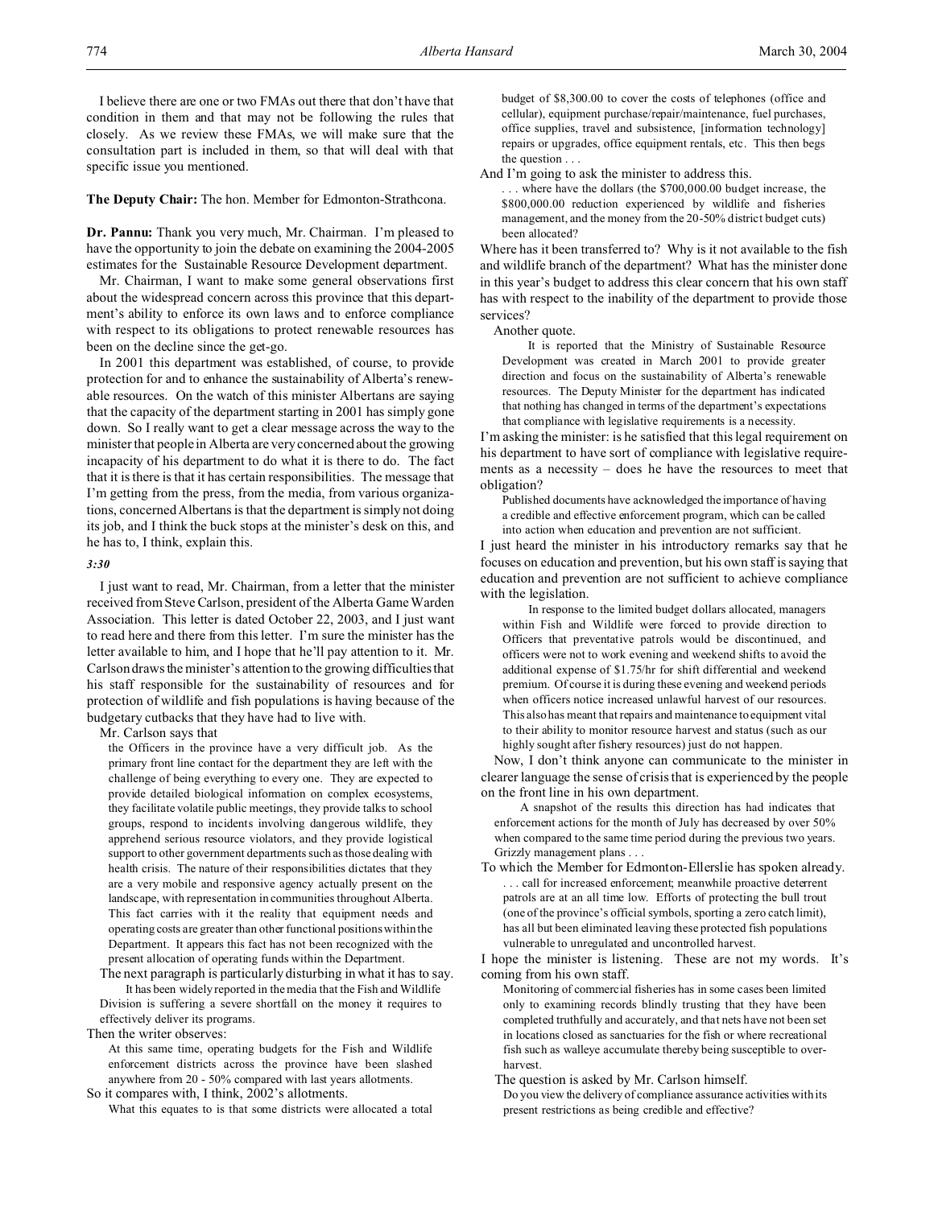I believe there are one or two FMAs out there that don't have that condition in them and that may not be following the rules that closely. As we review these FMAs, we will make sure that the consultation part is included in them, so that will deal with that specific issue you mentioned.

**The Deputy Chair:** The hon. Member for Edmonton-Strathcona.

**Dr. Pannu:** Thank you very much, Mr. Chairman. I'm pleased to have the opportunity to join the debate on examining the 2004-2005 estimates for the Sustainable Resource Development department.

Mr. Chairman, I want to make some general observations first about the widespread concern across this province that this department's ability to enforce its own laws and to enforce compliance with respect to its obligations to protect renewable resources has been on the decline since the get-go.

In 2001 this department was established, of course, to provide protection for and to enhance the sustainability of Alberta's renewable resources. On the watch of this minister Albertans are saying that the capacity of the department starting in 2001 has simply gone down. So I really want to get a clear message across the way to the minister that people in Alberta are very concerned about the growing incapacity of his department to do what it is there to do. The fact that it is there is that it has certain responsibilities. The message that I'm getting from the press, from the media, from various organizations, concerned Albertans is that the department is simply not doing its job, and I think the buck stops at the minister's desk on this, and he has to, I think, explain this.

*3:30*

I just want to read, Mr. Chairman, from a letter that the minister received from Steve Carlson, president of the Alberta Game Warden Association. This letter is dated October 22, 2003, and I just want to read here and there from this letter. I'm sure the minister has the letter available to him, and I hope that he'll pay attention to it. Mr. Carlson draws the minister's attention to the growing difficulties that his staff responsible for the sustainability of resources and for protection of wildlife and fish populations is having because of the budgetary cutbacks that they have had to live with.

Mr. Carlson says that

> the Officers in the province have a very difficult job. As the primary front line contact for the department they are left with the challenge of being everything to every one. They are expected to provide detailed biological information on complex ecosystems, they facilitate volatile public meetings, they provide talks to school groups, respond to incidents involving dangerous wildlife, they apprehend serious resource violators, and they provide logistical support to other government departments such as those dealing with health crisis. The nature of their responsibilities dictates that they are a very mobile and responsive agency actually present on the landscape, with representation in communities throughout Alberta. This fact carries with it the reality that equipment needs and operating costs are greater than other functional positions within the Department. It appears this fact has not been recognized with the present allocation of operating funds within the Department.

The next paragraph is particularly disturbing in what it has to say.

> It has been widely reported in the media that the Fish and Wildlife Division is suffering a severe shortfall on the money it requires to effectively deliver its programs.

Then the writer observes:

> At this same time, operating budgets for the Fish and Wildlife enforcement districts across the province have been slashed anywhere from 20 - 50% compared with last years allotments.

So it compares with, I think, 2002's allotments.

> What this equates to is that some districts were allocated a total budget of $8,300.00 to cover the costs of telephones (office and cellular), equipment purchase/repair/maintenance, fuel purchases, office supplies, travel and subsistence, [information technology] repairs or upgrades, office equipment rentals, etc. This then begs the question . . .

And I'm going to ask the minister to address this.

> . . . where have the dollars (the $700,000.00 budget increase, the $800,000.00 reduction experienced by wildlife and fisheries management, and the money from the 20-50% district budget cuts) been allocated?

Where has it been transferred to? Why is it not available to the fish and wildlife branch of the department? What has the minister done in this year's budget to address this clear concern that his own staff has with respect to the inability of the department to provide those services?

Another quote.

> It is reported that the Ministry of Sustainable Resource Development was created in March 2001 to provide greater direction and focus on the sustainability of Alberta's renewable resources. The Deputy Minister for the department has indicated that nothing has changed in terms of the department's expectations that compliance with legislative requirements is a necessity.

I'm asking the minister: is he satisfied that this legal requirement on his department to have sort of compliance with legislative requirements as a necessity – does he have the resources to meet that obligation?

> Published documents have acknowledged the importance of having a credible and effective enforcement program, which can be called into action when education and prevention are not sufficient.

I just heard the minister in his introductory remarks say that he focuses on education and prevention, but his own staff is saying that education and prevention are not sufficient to achieve compliance with the legislation.

> In response to the limited budget dollars allocated, managers within Fish and Wildlife were forced to provide direction to Officers that preventative patrols would be discontinued, and officers were not to work evening and weekend shifts to avoid the additional expense of $1.75/hr for shift differential and weekend premium. Of course it is during these evening and weekend periods when officers notice increased unlawful harvest of our resources. This also has meant that repairs and maintenance to equipment vital to their ability to monitor resource harvest and status (such as our highly sought after fishery resources) just do not happen.

Now, I don't think anyone can communicate to the minister in clearer language the sense of crisis that is experienced by the people on the front line in his own department.

> A snapshot of the results this direction has had indicates that enforcement actions for the month of July has decreased by over 50% when compared to the same time period during the previous two years. Grizzly management plans . . .

To which the Member for Edmonton-Ellerslie has spoken already.

> . . . call for increased enforcement; meanwhile proactive deterrent patrols are at an all time low. Efforts of protecting the bull trout (one of the province's official symbols, sporting a zero catch limit), has all but been eliminated leaving these protected fish populations vulnerable to unregulated and uncontrolled harvest.

I hope the minister is listening. These are not my words. It's coming from his own staff.

> Monitoring of commercial fisheries has in some cases been limited only to examining records blindly trusting that they have been completed truthfully and accurately, and that nets have not been set in locations closed as sanctuaries for the fish or where recreational fish such as walleye accumulate thereby being susceptible to over-harvest.

The question is asked by Mr. Carlson himself.

> Do you view the delivery of compliance assurance activities with its present restrictions as being credible and effective?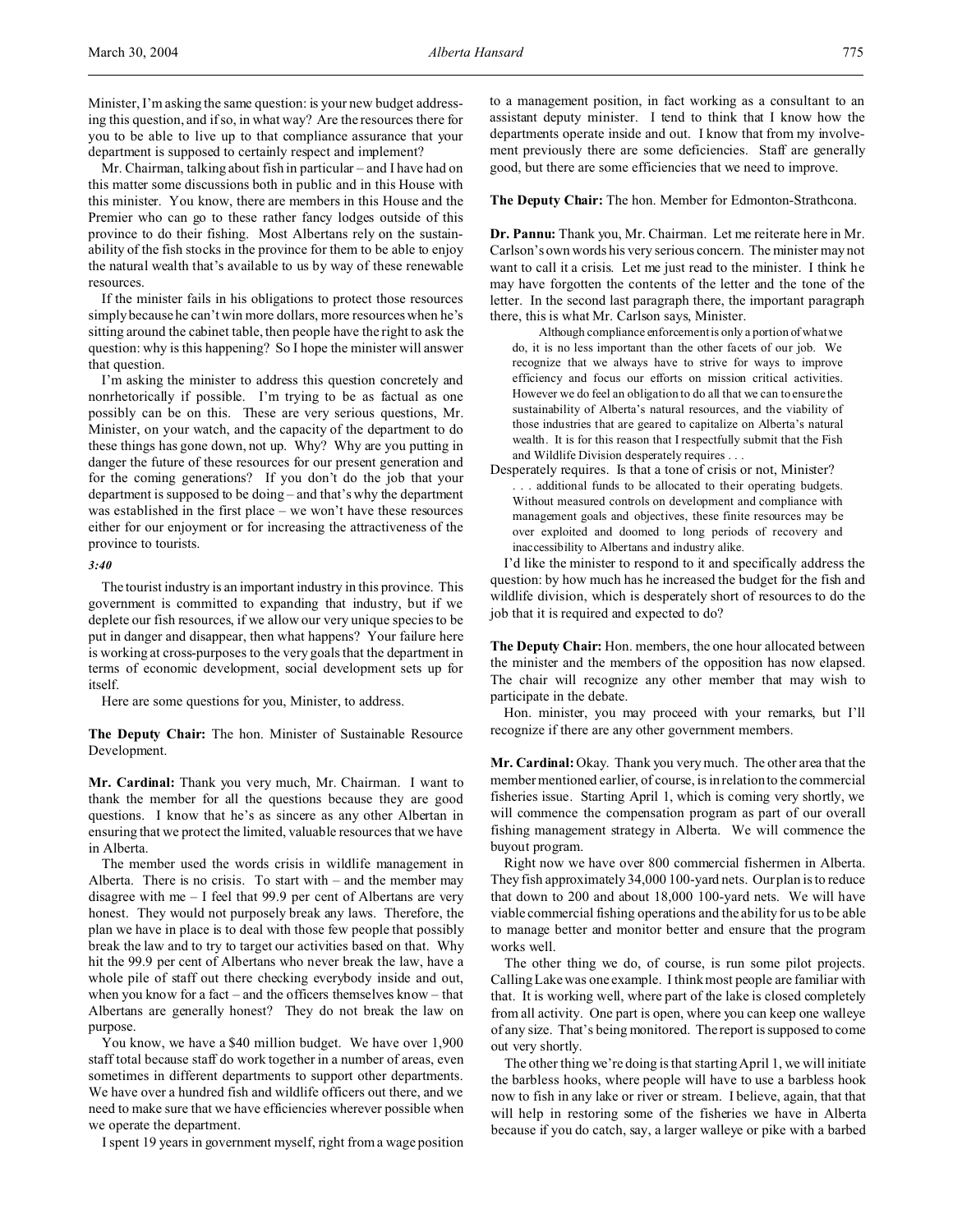Minister, I'm asking the same question: is your new budget addressing this question, and if so, in what way? Are the resources there for you to be able to live up to that compliance assurance that your department is supposed to certainly respect and implement?

Mr. Chairman, talking about fish in particular – and I have had on this matter some discussions both in public and in this House with this minister. You know, there are members in this House and the Premier who can go to these rather fancy lodges outside of this province to do their fishing. Most Albertans rely on the sustainability of the fish stocks in the province for them to be able to enjoy the natural wealth that's available to us by way of these renewable resources.

If the minister fails in his obligations to protect those resources simply because he can't win more dollars, more resources when he's sitting around the cabinet table, then people have the right to ask the question: why is this happening? So I hope the minister will answer that question.

I'm asking the minister to address this question concretely and nonrhetorically if possible. I'm trying to be as factual as one possibly can be on this. These are very serious questions, Mr. Minister, on your watch, and the capacity of the department to do these things has gone down, not up. Why? Why are you putting in danger the future of these resources for our present generation and for the coming generations? If you don't do the job that your department is supposed to be doing – and that's why the department was established in the first place – we won't have these resources either for our enjoyment or for increasing the attractiveness of the province to tourists.

*3:40*

The tourist industry is an important industry in this province. This government is committed to expanding that industry, but if we deplete our fish resources, if we allow our very unique species to be put in danger and disappear, then what happens? Your failure here is working at cross-purposes to the very goals that the department in terms of economic development, social development sets up for itself.

Here are some questions for you, Minister, to address.

**The Deputy Chair:** The hon. Minister of Sustainable Resource Development.

**Mr. Cardinal:** Thank you very much, Mr. Chairman. I want to thank the member for all the questions because they are good questions. I know that he's as sincere as any other Albertan in ensuring that we protect the limited, valuable resources that we have in Alberta.

The member used the words crisis in wildlife management in Alberta. There is no crisis. To start with – and the member may disagree with me – I feel that 99.9 per cent of Albertans are very honest. They would not purposely break any laws. Therefore, the plan we have in place is to deal with those few people that possibly break the law and to try to target our activities based on that. Why hit the 99.9 per cent of Albertans who never break the law, have a whole pile of staff out there checking everybody inside and out, when you know for a fact – and the officers themselves know – that Albertans are generally honest? They do not break the law on purpose.

You know, we have a $40 million budget. We have over 1,900 staff total because staff do work together in a number of areas, even sometimes in different departments to support other departments. We have over a hundred fish and wildlife officers out there, and we need to make sure that we have efficiencies wherever possible when we operate the department.

I spent 19 years in government myself, right from a wage position to a management position, in fact working as a consultant to an assistant deputy minister. I tend to think that I know how the departments operate inside and out. I know that from my involvement previously there are some deficiencies. Staff are generally good, but there are some efficiencies that we need to improve.

**The Deputy Chair:** The hon. Member for Edmonton-Strathcona.

**Dr. Pannu:** Thank you, Mr. Chairman. Let me reiterate here in Mr. Carlson's own words his very serious concern. The minister may not want to call it a crisis. Let me just read to the minister. I think he may have forgotten the contents of the letter and the tone of the letter. In the second last paragraph there, the important paragraph there, this is what Mr. Carlson says, Minister.

> Although compliance enforcement is only a portion of what we do, it is no less important than the other facets of our job. We recognize that we always have to strive for ways to improve efficiency and focus our efforts on mission critical activities. However we do feel an obligation to do all that we can to ensure the sustainability of Alberta's natural resources, and the viability of those industries that are geared to capitalize on Alberta's natural wealth. It is for this reason that I respectfully submit that the Fish and Wildlife Division desperately requires . . .

Desperately requires. Is that a tone of crisis or not, Minister?

> . . . additional funds to be allocated to their operating budgets. Without measured controls on development and compliance with management goals and objectives, these finite resources may be over exploited and doomed to long periods of recovery and inaccessibility to Albertans and industry alike.

I'd like the minister to respond to it and specifically address the question: by how much has he increased the budget for the fish and wildlife division, which is desperately short of resources to do the job that it is required and expected to do?

**The Deputy Chair:** Hon. members, the one hour allocated between the minister and the members of the opposition has now elapsed. The chair will recognize any other member that may wish to participate in the debate.

Hon. minister, you may proceed with your remarks, but I'll recognize if there are any other government members.

**Mr. Cardinal:** Okay. Thank you very much. The other area that the member mentioned earlier, of course, is in relation to the commercial fisheries issue. Starting April 1, which is coming very shortly, we will commence the compensation program as part of our overall fishing management strategy in Alberta. We will commence the buyout program.

Right now we have over 800 commercial fishermen in Alberta. They fish approximately 34,000 100-yard nets. Our plan is to reduce that down to 200 and about 18,000 100-yard nets. We will have viable commercial fishing operations and the ability for us to be able to manage better and monitor better and ensure that the program works well.

The other thing we do, of course, is run some pilot projects. Calling Lake was one example. I think most people are familiar with that. It is working well, where part of the lake is closed completely from all activity. One part is open, where you can keep one walleye of any size. That's being monitored. The report is supposed to come out very shortly.

The other thing we're doing is that starting April 1, we will initiate the barbless hooks, where people will have to use a barbless hook now to fish in any lake or river or stream. I believe, again, that that will help in restoring some of the fisheries we have in Alberta because if you do catch, say, a larger walleye or pike with a barbed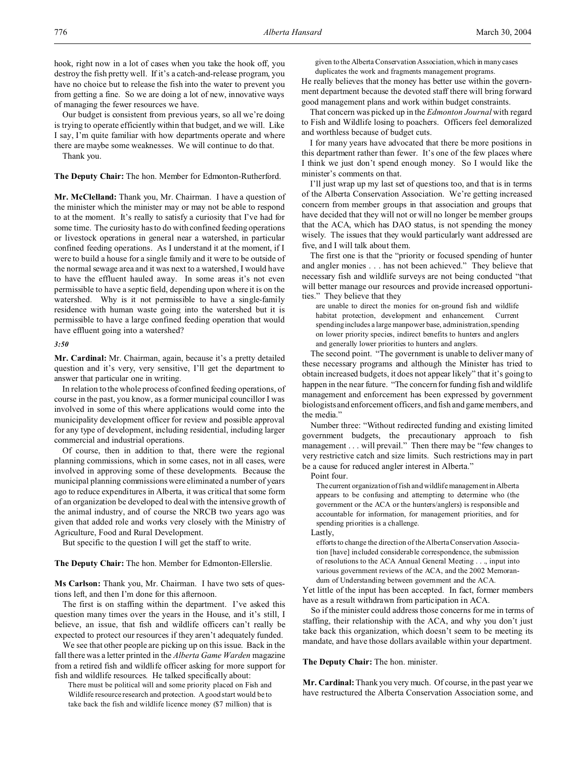hook, right now in a lot of cases when you take the hook off, you destroy the fish pretty well. If it's a catch-and-release program, you have no choice but to release the fish into the water to prevent you from getting a fine. So we are doing a lot of new, innovative ways of managing the fewer resources we have.

Our budget is consistent from previous years, so all we're doing is trying to operate efficiently within that budget, and we will. Like I say, I'm quite familiar with how departments operate and where there are maybe some weaknesses. We will continue to do that.

Thank you.

**The Deputy Chair:** The hon. Member for Edmonton-Rutherford.

**Mr. McClelland:** Thank you, Mr. Chairman. I have a question of the minister which the minister may or may not be able to respond to at the moment. It's really to satisfy a curiosity that I've had for some time. The curiosity has to do with confined feeding operations or livestock operations in general near a watershed, in particular confined feeding operations. As I understand it at the moment, if I were to build a house for a single family and it were to be outside of the normal sewage area and it was next to a watershed, I would have to have the effluent hauled away. In some areas it's not even permissible to have a septic field, depending upon where it is on the watershed. Why is it not permissible to have a single-family residence with human waste going into the watershed but it is permissible to have a large confined feeding operation that would have effluent going into a watershed?

*3:50*

**Mr. Cardinal:** Mr. Chairman, again, because it's a pretty detailed question and it's very, very sensitive, I'll get the department to answer that particular one in writing.

In relation to the whole process of confined feeding operations, of course in the past, you know, as a former municipal councillor I was involved in some of this where applications would come into the municipality development officer for review and possible approval for any type of development, including residential, including larger commercial and industrial operations.

Of course, then in addition to that, there were the regional planning commissions, which in some cases, not in all cases, were involved in approving some of these developments. Because the municipal planning commissions were eliminated a number of years ago to reduce expenditures in Alberta, it was critical that some form of an organization be developed to deal with the intensive growth of the animal industry, and of course the NRCB two years ago was given that added role and works very closely with the Ministry of Agriculture, Food and Rural Development.

But specific to the question I will get the staff to write.

**The Deputy Chair:** The hon. Member for Edmonton-Ellerslie.

**Ms Carlson:** Thank you, Mr. Chairman. I have two sets of questions left, and then I'm done for this afternoon.

The first is on staffing within the department. I've asked this question many times over the years in the House, and it's still, I believe, an issue, that fish and wildlife officers can't really be expected to protect our resources if they aren't adequately funded.

We see that other people are picking up on this issue. Back in the fall there was a letter printed in the *Alberta Game Warden* magazine from a retired fish and wildlife officer asking for more support for fish and wildlife resources. He talked specifically about:

> There must be political will and some priority placed on Fish and Wildlife resource research and protection. A good start would be to take back the fish and wildlife licence money ($7 million) that is given to the Alberta Conservation Association, which in many cases duplicates the work and fragments management programs.

He really believes that the money has better use within the government department because the devoted staff there will bring forward good management plans and work within budget constraints.

That concern was picked up in the *Edmonton Journal* with regard to Fish and Wildlife losing to poachers. Officers feel demoralized and worthless because of budget cuts.

I for many years have advocated that there be more positions in this department rather than fewer. It's one of the few places where I think we just don't spend enough money. So I would like the minister's comments on that.

I'll just wrap up my last set of questions too, and that is in terms of the Alberta Conservation Association. We're getting increased concern from member groups in that association and groups that have decided that they will not or will no longer be member groups that the ACA, which has DAO status, is not spending the money wisely. The issues that they would particularly want addressed are five, and I will talk about them.

The first one is that the "priority or focused spending of hunter and angler monies . . . has not been achieved." They believe that necessary fish and wildlife surveys are not being conducted "that will better manage our resources and provide increased opportunities." They believe that they

> are unable to direct the monies for on-ground fish and wildlife habitat protection, development and enhancement. Current spending includes a large manpower base, administration, spending on lower priority species, indirect benefits to hunters and anglers and generally lower priorities to hunters and anglers.

The second point. "The government is unable to deliver many of these necessary programs and although the Minister has tried to obtain increased budgets, it does not appear likely" that it's going to happen in the near future. "The concern for funding fish and wildlife management and enforcement has been expressed by government biologists and enforcement officers, and fish and game members, and the media."

Number three: "Without redirected funding and existing limited government budgets, the precautionary approach to fish management . . . will prevail." Then there may be "few changes to very restrictive catch and size limits. Such restrictions may in part be a cause for reduced angler interest in Alberta."

Point four.

> The current organization of fish and wildlife management in Alberta appears to be confusing and attempting to determine who (the government or the ACA or the hunters/anglers) is responsible and accountable for information, for management priorities, and for spending priorities is a challenge.

Lastly,

> efforts to change the direction of the Alberta Conservation Association [have] included considerable correspondence, the submission of resolutions to the ACA Annual General Meeting . . ., input into various government reviews of the ACA, and the 2002 Memorandum of Understanding between government and the ACA.

Yet little of the input has been accepted. In fact, former members have as a result withdrawn from participation in ACA.

So if the minister could address those concerns for me in terms of staffing, their relationship with the ACA, and why you don't just take back this organization, which doesn't seem to be meeting its mandate, and have those dollars available within your department.

**The Deputy Chair:** The hon. minister.

**Mr. Cardinal:** Thank you very much. Of course, in the past year we have restructured the Alberta Conservation Association some, and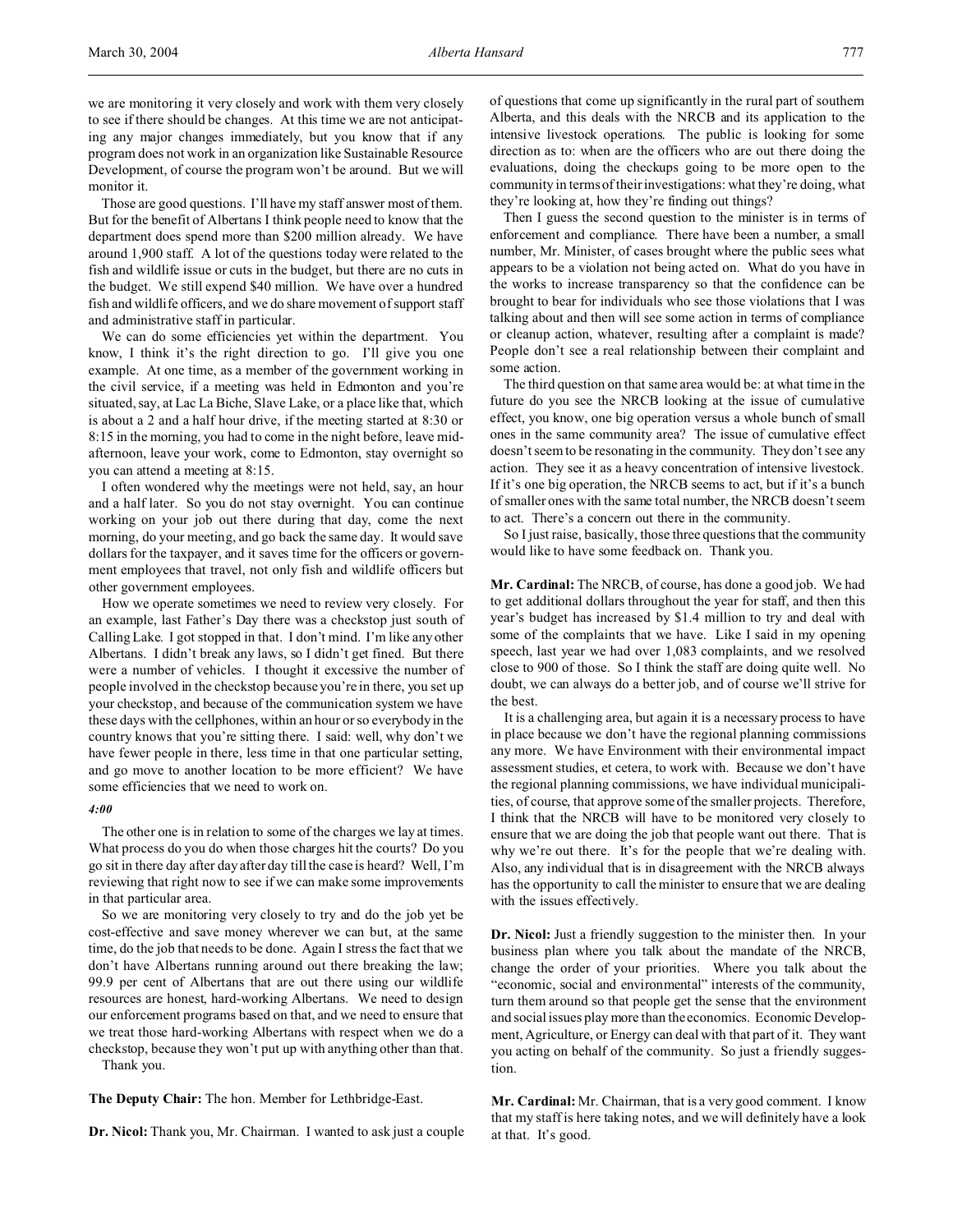we are monitoring it very closely and work with them very closely to see if there should be changes. At this time we are not anticipating any major changes immediately, but you know that if any program does not work in an organization like Sustainable Resource Development, of course the program won't be around. But we will monitor it.

Those are good questions. I'll have my staff answer most of them. But for the benefit of Albertans I think people need to know that the department does spend more than $200 million already. We have around 1,900 staff. A lot of the questions today were related to the fish and wildlife issue or cuts in the budget, but there are no cuts in the budget. We still expend $40 million. We have over a hundred fish and wildlife officers, and we do share movement of support staff and administrative staff in particular.

We can do some efficiencies yet within the department. You know, I think it's the right direction to go. I'll give you one example. At one time, as a member of the government working in the civil service, if a meeting was held in Edmonton and you're situated, say, at Lac La Biche, Slave Lake, or a place like that, which is about a 2 and a half hour drive, if the meeting started at 8:30 or 8:15 in the morning, you had to come in the night before, leave mid-afternoon, leave your work, come to Edmonton, stay overnight so you can attend a meeting at 8:15.

I often wondered why the meetings were not held, say, an hour and a half later. So you do not stay overnight. You can continue working on your job out there during that day, come the next morning, do your meeting, and go back the same day. It would save dollars for the taxpayer, and it saves time for the officers or government employees that travel, not only fish and wildlife officers but other government employees.

How we operate sometimes we need to review very closely. For an example, last Father's Day there was a checkstop just south of Calling Lake. I got stopped in that. I don't mind. I'm like any other Albertans. I didn't break any laws, so I didn't get fined. But there were a number of vehicles. I thought it excessive the number of people involved in the checkstop because you're in there, you set up your checkstop, and because of the communication system we have these days with the cellphones, within an hour or so everybody in the country knows that you're sitting there. I said: well, why don't we have fewer people in there, less time in that one particular setting, and go move to another location to be more efficient? We have some efficiencies that we need to work on.

*4:00*

The other one is in relation to some of the charges we lay at times. What process do you do when those charges hit the courts? Do you go sit in there day after day after day till the case is heard? Well, I'm reviewing that right now to see if we can make some improvements in that particular area.

So we are monitoring very closely to try and do the job yet be cost-effective and save money wherever we can but, at the same time, do the job that needs to be done. Again I stress the fact that we don't have Albertans running around out there breaking the law; 99.9 per cent of Albertans that are out there using our wildlife resources are honest, hard-working Albertans. We need to design our enforcement programs based on that, and we need to ensure that we treat those hard-working Albertans with respect when we do a checkstop, because they won't put up with anything other than that.

Thank you.

**The Deputy Chair:** The hon. Member for Lethbridge-East.

**Dr. Nicol:** Thank you, Mr. Chairman. I wanted to ask just a couple of questions that come up significantly in the rural part of southern Alberta, and this deals with the NRCB and its application to the intensive livestock operations. The public is looking for some direction as to: when are the officers who are out there doing the evaluations, doing the checkups going to be more open to the community in terms of their investigations: what they're doing, what they're looking at, how they're finding out things?

Then I guess the second question to the minister is in terms of enforcement and compliance. There have been a number, a small number, Mr. Minister, of cases brought where the public sees what appears to be a violation not being acted on. What do you have in the works to increase transparency so that the confidence can be brought to bear for individuals who see those violations that I was talking about and then will see some action in terms of compliance or cleanup action, whatever, resulting after a complaint is made? People don't see a real relationship between their complaint and some action.

The third question on that same area would be: at what time in the future do you see the NRCB looking at the issue of cumulative effect, you know, one big operation versus a whole bunch of small ones in the same community area? The issue of cumulative effect doesn't seem to be resonating in the community. They don't see any action. They see it as a heavy concentration of intensive livestock. If it's one big operation, the NRCB seems to act, but if it's a bunch of smaller ones with the same total number, the NRCB doesn't seem to act. There's a concern out there in the community.

So I just raise, basically, those three questions that the community would like to have some feedback on. Thank you.

**Mr. Cardinal:** The NRCB, of course, has done a good job. We had to get additional dollars throughout the year for staff, and then this year's budget has increased by $1.4 million to try and deal with some of the complaints that we have. Like I said in my opening speech, last year we had over 1,083 complaints, and we resolved close to 900 of those. So I think the staff are doing quite well. No doubt, we can always do a better job, and of course we'll strive for the best.

It is a challenging area, but again it is a necessary process to have in place because we don't have the regional planning commissions any more. We have Environment with their environmental impact assessment studies, et cetera, to work with. Because we don't have the regional planning commissions, we have individual municipalities, of course, that approve some of the smaller projects. Therefore, I think that the NRCB will have to be monitored very closely to ensure that we are doing the job that people want out there. That is why we're out there. It's for the people that we're dealing with. Also, any individual that is in disagreement with the NRCB always has the opportunity to call the minister to ensure that we are dealing with the issues effectively.

**Dr. Nicol:** Just a friendly suggestion to the minister then. In your business plan where you talk about the mandate of the NRCB, change the order of your priorities. Where you talk about the "economic, social and environmental" interests of the community, turn them around so that people get the sense that the environment and social issues play more than the economics. Economic Development, Agriculture, or Energy can deal with that part of it. They want you acting on behalf of the community. So just a friendly suggestion.

**Mr. Cardinal:** Mr. Chairman, that is a very good comment. I know that my staff is here taking notes, and we will definitely have a look at that. It's good.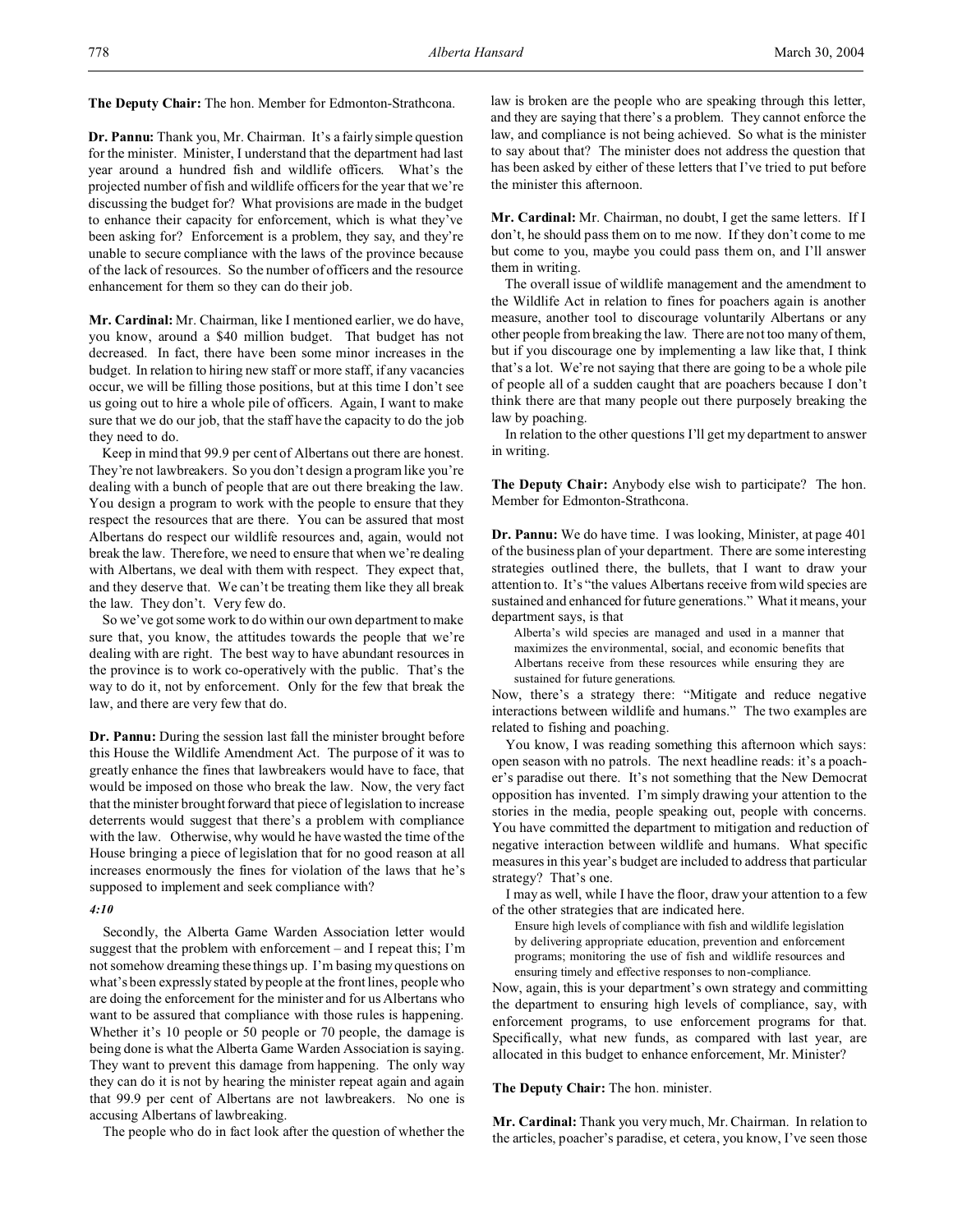**The Deputy Chair:** The hon. Member for Edmonton-Strathcona.

**Dr. Pannu:** Thank you, Mr. Chairman. It's a fairly simple question for the minister. Minister, I understand that the department had last year around a hundred fish and wildlife officers. What's the projected number of fish and wildlife officers for the year that we're discussing the budget for? What provisions are made in the budget to enhance their capacity for enforcement, which is what they've been asking for? Enforcement is a problem, they say, and they're unable to secure compliance with the laws of the province because of the lack of resources. So the number of officers and the resource enhancement for them so they can do their job.

**Mr. Cardinal:** Mr. Chairman, like I mentioned earlier, we do have, you know, around a $40 million budget. That budget has not decreased. In fact, there have been some minor increases in the budget. In relation to hiring new staff or more staff, if any vacancies occur, we will be filling those positions, but at this time I don't see us going out to hire a whole pile of officers. Again, I want to make sure that we do our job, that the staff have the capacity to do the job they need to do.

Keep in mind that 99.9 per cent of Albertans out there are honest. They're not lawbreakers. So you don't design a program like you're dealing with a bunch of people that are out there breaking the law. You design a program to work with the people to ensure that they respect the resources that are there. You can be assured that most Albertans do respect our wildlife resources and, again, would not break the law. Therefore, we need to ensure that when we're dealing with Albertans, we deal with them with respect. They expect that, and they deserve that. We can't be treating them like they all break the law. They don't. Very few do.

So we've got some work to do within our own department to make sure that, you know, the attitudes towards the people that we're dealing with are right. The best way to have abundant resources in the province is to work co-operatively with the public. That's the way to do it, not by enforcement. Only for the few that break the law, and there are very few that do.

**Dr. Pannu:** During the session last fall the minister brought before this House the Wildlife Amendment Act. The purpose of it was to greatly enhance the fines that lawbreakers would have to face, that would be imposed on those who break the law. Now, the very fact that the minister brought forward that piece of legislation to increase deterrents would suggest that there's a problem with compliance with the law. Otherwise, why would he have wasted the time of the House bringing a piece of legislation that for no good reason at all increases enormously the fines for violation of the laws that he's supposed to implement and seek compliance with?

*4:10*

Secondly, the Alberta Game Warden Association letter would suggest that the problem with enforcement – and I repeat this; I'm not somehow dreaming these things up. I'm basing my questions on what's been expressly stated by people at the front lines, people who are doing the enforcement for the minister and for us Albertans who want to be assured that compliance with those rules is happening. Whether it's 10 people or 50 people or 70 people, the damage is being done is what the Alberta Game Warden Association is saying. They want to prevent this damage from happening. The only way they can do it is not by hearing the minister repeat again and again that 99.9 per cent of Albertans are not lawbreakers. No one is accusing Albertans of lawbreaking.

The people who do in fact look after the question of whether the law is broken are the people who are speaking through this letter, and they are saying that there's a problem. They cannot enforce the law, and compliance is not being achieved. So what is the minister to say about that? The minister does not address the question that has been asked by either of these letters that I've tried to put before the minister this afternoon.

**Mr. Cardinal:** Mr. Chairman, no doubt, I get the same letters. If I don't, he should pass them on to me now. If they don't come to me but come to you, maybe you could pass them on, and I'll answer them in writing.

The overall issue of wildlife management and the amendment to the Wildlife Act in relation to fines for poachers again is another measure, another tool to discourage voluntarily Albertans or any other people from breaking the law. There are not too many of them, but if you discourage one by implementing a law like that, I think that's a lot. We're not saying that there are going to be a whole pile of people all of a sudden caught that are poachers because I don't think there are that many people out there purposely breaking the law by poaching.

In relation to the other questions I'll get my department to answer in writing.

**The Deputy Chair:** Anybody else wish to participate? The hon. Member for Edmonton-Strathcona.

**Dr. Pannu:** We do have time. I was looking, Minister, at page 401 of the business plan of your department. There are some interesting strategies outlined there, the bullets, that I want to draw your attention to. It's "the values Albertans receive from wild species are sustained and enhanced for future generations." What it means, your department says, is that

> Alberta's wild species are managed and used in a manner that maximizes the environmental, social, and economic benefits that Albertans receive from these resources while ensuring they are sustained for future generations.

Now, there's a strategy there: "Mitigate and reduce negative interactions between wildlife and humans." The two examples are related to fishing and poaching.

You know, I was reading something this afternoon which says: open season with no patrols. The next headline reads: it's a poacher's paradise out there. It's not something that the New Democrat opposition has invented. I'm simply drawing your attention to the stories in the media, people speaking out, people with concerns. You have committed the department to mitigation and reduction of negative interaction between wildlife and humans. What specific measures in this year's budget are included to address that particular strategy? That's one.

I may as well, while I have the floor, draw your attention to a few of the other strategies that are indicated here.

> Ensure high levels of compliance with fish and wildlife legislation by delivering appropriate education, prevention and enforcement programs; monitoring the use of fish and wildlife resources and ensuring timely and effective responses to non-compliance.

Now, again, this is your department's own strategy and committing the department to ensuring high levels of compliance, say, with enforcement programs, to use enforcement programs for that. Specifically, what new funds, as compared with last year, are allocated in this budget to enhance enforcement, Mr. Minister?

**The Deputy Chair:** The hon. minister.

**Mr. Cardinal:** Thank you very much, Mr. Chairman. In relation to the articles, poacher's paradise, et cetera, you know, I've seen those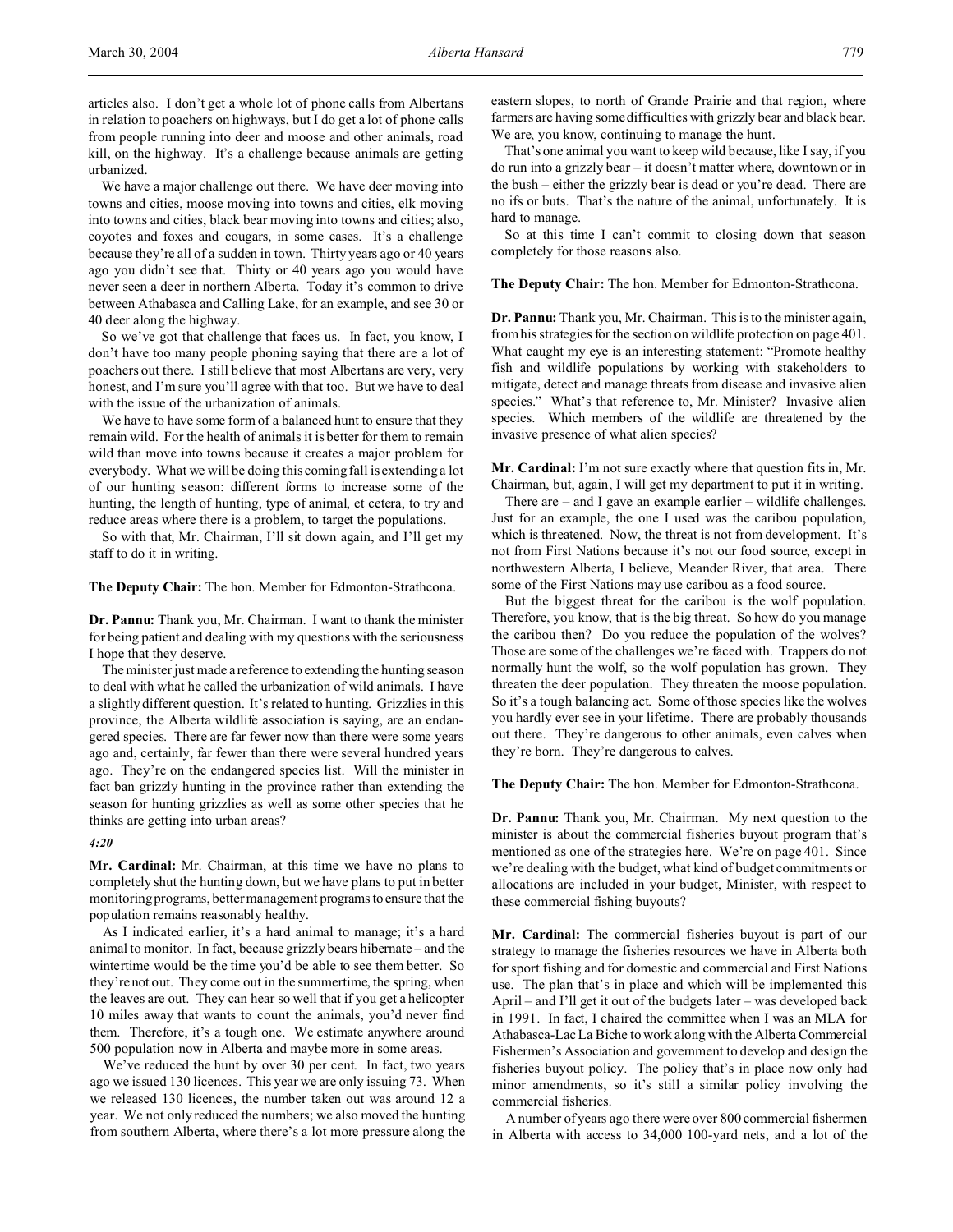articles also. I don't get a whole lot of phone calls from Albertans in relation to poachers on highways, but I do get a lot of phone calls from people running into deer and moose and other animals, road kill, on the highway. It's a challenge because animals are getting urbanized.

We have a major challenge out there. We have deer moving into towns and cities, moose moving into towns and cities, elk moving into towns and cities, black bear moving into towns and cities; also, coyotes and foxes and cougars, in some cases. It's a challenge because they're all of a sudden in town. Thirty years ago or 40 years ago you didn't see that. Thirty or 40 years ago you would have never seen a deer in northern Alberta. Today it's common to drive between Athabasca and Calling Lake, for an example, and see 30 or 40 deer along the highway.

So we've got that challenge that faces us. In fact, you know, I don't have too many people phoning saying that there are a lot of poachers out there. I still believe that most Albertans are very, very honest, and I'm sure you'll agree with that too. But we have to deal with the issue of the urbanization of animals.

We have to have some form of a balanced hunt to ensure that they remain wild. For the health of animals it is better for them to remain wild than move into towns because it creates a major problem for everybody. What we will be doing this coming fall is extending a lot of our hunting season: different forms to increase some of the hunting, the length of hunting, type of animal, et cetera, to try and reduce areas where there is a problem, to target the populations.

So with that, Mr. Chairman, I'll sit down again, and I'll get my staff to do it in writing.

**The Deputy Chair:** The hon. Member for Edmonton-Strathcona.

**Dr. Pannu:** Thank you, Mr. Chairman. I want to thank the minister for being patient and dealing with my questions with the seriousness I hope that they deserve.

The minister just made a reference to extending the hunting season to deal with what he called the urbanization of wild animals. I have a slightly different question. It's related to hunting. Grizzlies in this province, the Alberta wildlife association is saying, are an endangered species. There are far fewer now than there were some years ago and, certainly, far fewer than there were several hundred years ago. They're on the endangered species list. Will the minister in fact ban grizzly hunting in the province rather than extending the season for hunting grizzlies as well as some other species that he thinks are getting into urban areas?

*4:20*

**Mr. Cardinal:** Mr. Chairman, at this time we have no plans to completely shut the hunting down, but we have plans to put in better monitoring programs, better management programs to ensure that the population remains reasonably healthy.

As I indicated earlier, it's a hard animal to manage; it's a hard animal to monitor. In fact, because grizzly bears hibernate – and the wintertime would be the time you'd be able to see them better. So they're not out. They come out in the summertime, the spring, when the leaves are out. They can hear so well that if you get a helicopter 10 miles away that wants to count the animals, you'd never find them. Therefore, it's a tough one. We estimate anywhere around 500 population now in Alberta and maybe more in some areas.

We've reduced the hunt by over 30 per cent. In fact, two years ago we issued 130 licences. This year we are only issuing 73. When we released 130 licences, the number taken out was around 12 a year. We not only reduced the numbers; we also moved the hunting from southern Alberta, where there's a lot more pressure along the eastern slopes, to north of Grande Prairie and that region, where farmers are having some difficulties with grizzly bear and black bear. We are, you know, continuing to manage the hunt.

That's one animal you want to keep wild because, like I say, if you do run into a grizzly bear – it doesn't matter where, downtown or in the bush – either the grizzly bear is dead or you're dead. There are no ifs or buts. That's the nature of the animal, unfortunately. It is hard to manage.

So at this time I can't commit to closing down that season completely for those reasons also.

**The Deputy Chair:** The hon. Member for Edmonton-Strathcona.

**Dr. Pannu:** Thank you, Mr. Chairman. This is to the minister again, from his strategies for the section on wildlife protection on page 401. What caught my eye is an interesting statement: "Promote healthy fish and wildlife populations by working with stakeholders to mitigate, detect and manage threats from disease and invasive alien species." What's that reference to, Mr. Minister? Invasive alien species. Which members of the wildlife are threatened by the invasive presence of what alien species?

**Mr. Cardinal:** I'm not sure exactly where that question fits in, Mr. Chairman, but, again, I will get my department to put it in writing.

There are – and I gave an example earlier – wildlife challenges. Just for an example, the one I used was the caribou population, which is threatened. Now, the threat is not from development. It's not from First Nations because it's not our food source, except in northwestern Alberta, I believe, Meander River, that area. There some of the First Nations may use caribou as a food source.

But the biggest threat for the caribou is the wolf population. Therefore, you know, that is the big threat. So how do you manage the caribou then? Do you reduce the population of the wolves? Those are some of the challenges we're faced with. Trappers do not normally hunt the wolf, so the wolf population has grown. They threaten the deer population. They threaten the moose population. So it's a tough balancing act. Some of those species like the wolves you hardly ever see in your lifetime. There are probably thousands out there. They're dangerous to other animals, even calves when they're born. They're dangerous to calves.

**The Deputy Chair:** The hon. Member for Edmonton-Strathcona.

**Dr. Pannu:** Thank you, Mr. Chairman. My next question to the minister is about the commercial fisheries buyout program that's mentioned as one of the strategies here. We're on page 401. Since we're dealing with the budget, what kind of budget commitments or allocations are included in your budget, Minister, with respect to these commercial fishing buyouts?

**Mr. Cardinal:** The commercial fisheries buyout is part of our strategy to manage the fisheries resources we have in Alberta both for sport fishing and for domestic and commercial and First Nations use. The plan that's in place and which will be implemented this April – and I'll get it out of the budgets later – was developed back in 1991. In fact, I chaired the committee when I was an MLA for Athabasca-Lac La Biche to work along with the Alberta Commercial Fishermen's Association and government to develop and design the fisheries buyout policy. The policy that's in place now only had minor amendments, so it's still a similar policy involving the commercial fisheries.

A number of years ago there were over 800 commercial fishermen in Alberta with access to 34,000 100-yard nets, and a lot of the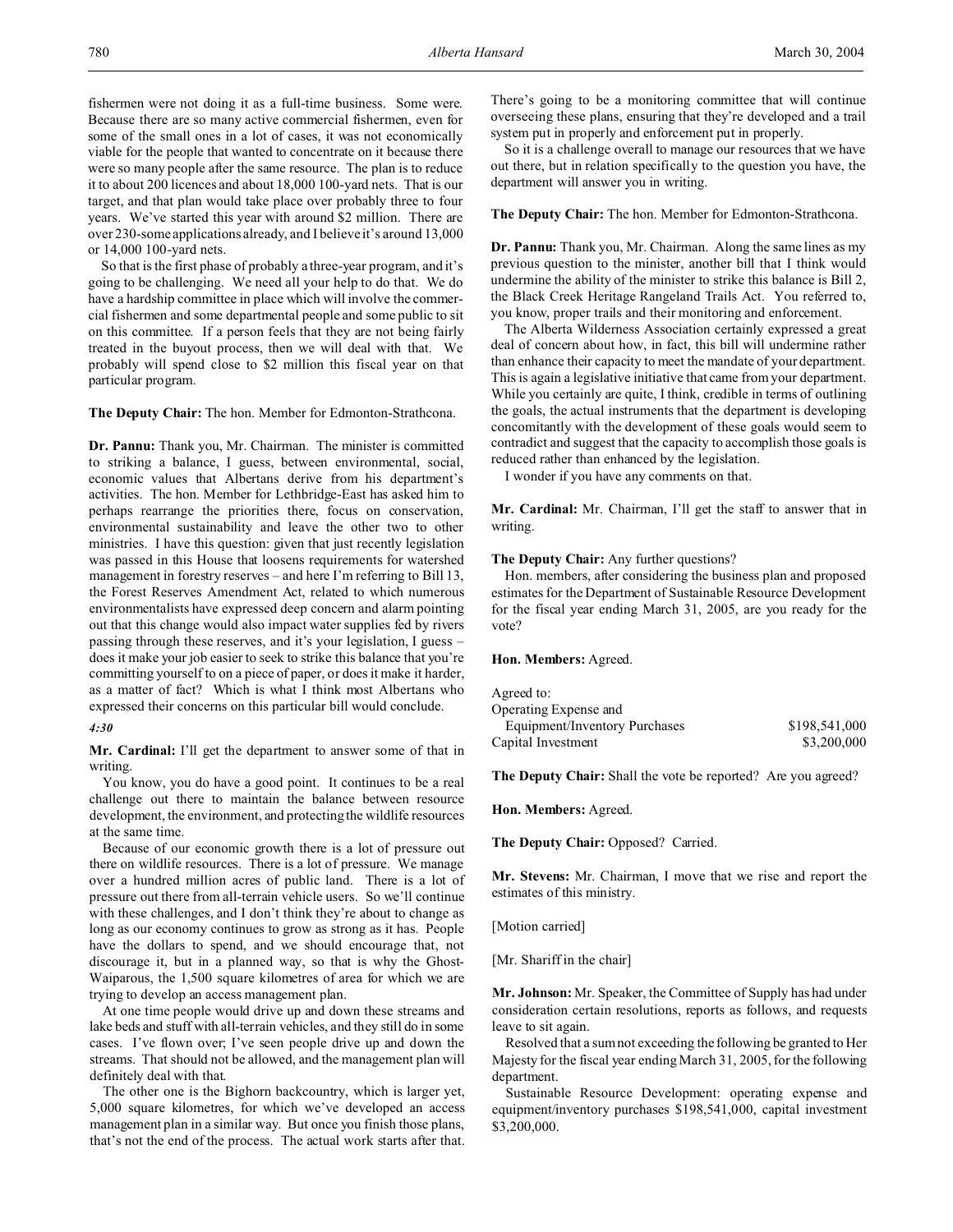fishermen were not doing it as a full-time business. Some were. Because there are so many active commercial fishermen, even for some of the small ones in a lot of cases, it was not economically viable for the people that wanted to concentrate on it because there were so many people after the same resource. The plan is to reduce it to about 200 licences and about 18,000 100-yard nets. That is our target, and that plan would take place over probably three to four years. We've started this year with around $2 million. There are over 230-some applications already, and I believe it's around 13,000 or 14,000 100-yard nets.

So that is the first phase of probably a three-year program, and it's going to be challenging. We need all your help to do that. We do have a hardship committee in place which will involve the commercial fishermen and some departmental people and some public to sit on this committee. If a person feels that they are not being fairly treated in the buyout process, then we will deal with that. We probably will spend close to $2 million this fiscal year on that particular program.

**The Deputy Chair:** The hon. Member for Edmonton-Strathcona.

**Dr. Pannu:** Thank you, Mr. Chairman. The minister is committed to striking a balance, I guess, between environmental, social, economic values that Albertans derive from his department's activities. The hon. Member for Lethbridge-East has asked him to perhaps rearrange the priorities there, focus on conservation, environmental sustainability and leave the other two to other ministries. I have this question: given that just recently legislation was passed in this House that loosens requirements for watershed management in forestry reserves – and here I'm referring to Bill 13, the Forest Reserves Amendment Act, related to which numerous environmentalists have expressed deep concern and alarm pointing out that this change would also impact water supplies fed by rivers passing through these reserves, and it's your legislation, I guess – does it make your job easier to seek to strike this balance that you're committing yourself to on a piece of paper, or does it make it harder, as a matter of fact? Which is what I think most Albertans who expressed their concerns on this particular bill would conclude.

*4:30*

**Mr. Cardinal:** I'll get the department to answer some of that in writing.

You know, you do have a good point. It continues to be a real challenge out there to maintain the balance between resource development, the environment, and protecting the wildlife resources at the same time.

Because of our economic growth there is a lot of pressure out there on wildlife resources. There is a lot of pressure. We manage over a hundred million acres of public land. There is a lot of pressure out there from all-terrain vehicle users. So we'll continue with these challenges, and I don't think they're about to change as long as our economy continues to grow as strong as it has. People have the dollars to spend, and we should encourage that, not discourage it, but in a planned way, so that is why the Ghost-Waiparous, the 1,500 square kilometres of area for which we are trying to develop an access management plan.

At one time people would drive up and down these streams and lake beds and stuff with all-terrain vehicles, and they still do in some cases. I've flown over; I've seen people drive up and down the streams. That should not be allowed, and the management plan will definitely deal with that.

The other one is the Bighorn backcountry, which is larger yet, 5,000 square kilometres, for which we've developed an access management plan in a similar way. But once you finish those plans, that's not the end of the process. The actual work starts after that. There's going to be a monitoring committee that will continue overseeing these plans, ensuring that they're developed and a trail system put in properly and enforcement put in properly.

So it is a challenge overall to manage our resources that we have out there, but in relation specifically to the question you have, the department will answer you in writing.

**The Deputy Chair:** The hon. Member for Edmonton-Strathcona.

**Dr. Pannu:** Thank you, Mr. Chairman. Along the same lines as my previous question to the minister, another bill that I think would undermine the ability of the minister to strike this balance is Bill 2, the Black Creek Heritage Rangeland Trails Act. You referred to, you know, proper trails and their monitoring and enforcement.

The Alberta Wilderness Association certainly expressed a great deal of concern about how, in fact, this bill will undermine rather than enhance their capacity to meet the mandate of your department. This is again a legislative initiative that came from your department. While you certainly are quite, I think, credible in terms of outlining the goals, the actual instruments that the department is developing concomitantly with the development of these goals would seem to contradict and suggest that the capacity to accomplish those goals is reduced rather than enhanced by the legislation.

I wonder if you have any comments on that.

**Mr. Cardinal:** Mr. Chairman, I'll get the staff to answer that in writing.

**The Deputy Chair:** Any further questions?

Hon. members, after considering the business plan and proposed estimates for the Department of Sustainable Resource Development for the fiscal year ending March 31, 2005, are you ready for the vote?

**Hon. Members:** Agreed.

| Agreed to: | |
|---|---|
| Operating Expense and Equipment/Inventory Purchases | $198,541,000 |
| Capital Investment | $3,200,000 |

**The Deputy Chair:** Shall the vote be reported? Are you agreed?

**Hon. Members:** Agreed.

**The Deputy Chair:** Opposed? Carried.

**Mr. Stevens:** Mr. Chairman, I move that we rise and report the estimates of this ministry.

[Motion carried]

[Mr. Shariff in the chair]

**Mr. Johnson:** Mr. Speaker, the Committee of Supply has had under consideration certain resolutions, reports as follows, and requests leave to sit again.

Resolved that a sum not exceeding the following be granted to Her Majesty for the fiscal year ending March 31, 2005, for the following department.

Sustainable Resource Development: operating expense and equipment/inventory purchases $198,541,000, capital investment $3,200,000.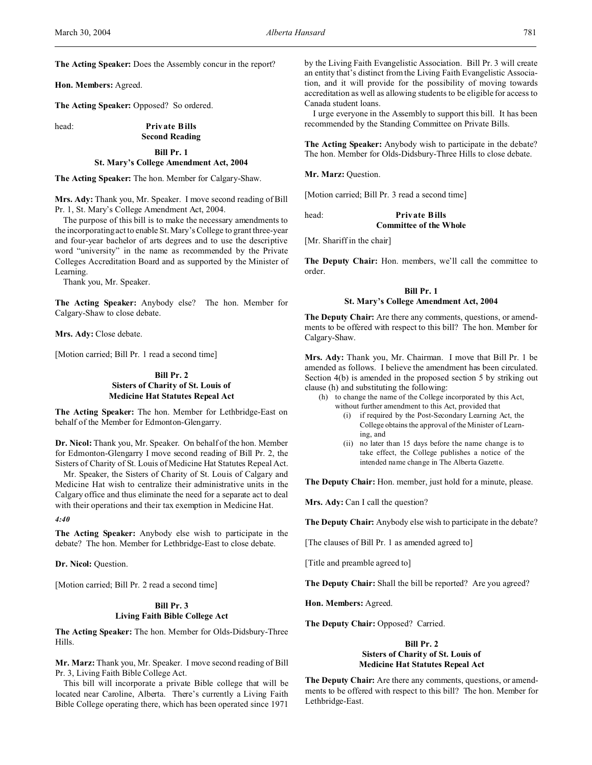**The Acting Speaker:** Does the Assembly concur in the report?

**Hon. Members:** Agreed.

**The Acting Speaker:** Opposed? So ordered.

head: **Private Bills**
**Second Reading**

### Bill Pr. 1
### St. Mary's College Amendment Act, 2004

**The Acting Speaker:** The hon. Member for Calgary-Shaw.

**Mrs. Ady:** Thank you, Mr. Speaker. I move second reading of Bill Pr. 1, St. Mary's College Amendment Act, 2004.

The purpose of this bill is to make the necessary amendments to the incorporating act to enable St. Mary's College to grant three-year and four-year bachelor of arts degrees and to use the descriptive word "university" in the name as recommended by the Private Colleges Accreditation Board and as supported by the Minister of Learning.

Thank you, Mr. Speaker.

**The Acting Speaker:** Anybody else? The hon. Member for Calgary-Shaw to close debate.

**Mrs. Ady:** Close debate.

[Motion carried; Bill Pr. 1 read a second time]

### Bill Pr. 2
### Sisters of Charity of St. Louis of Medicine Hat Statutes Repeal Act

**The Acting Speaker:** The hon. Member for Lethbridge-East on behalf of the Member for Edmonton-Glengarry.

**Dr. Nicol:** Thank you, Mr. Speaker. On behalf of the hon. Member for Edmonton-Glengarry I move second reading of Bill Pr. 2, the Sisters of Charity of St. Louis of Medicine Hat Statutes Repeal Act.

Mr. Speaker, the Sisters of Charity of St. Louis of Calgary and Medicine Hat wish to centralize their administrative units in the Calgary office and thus eliminate the need for a separate act to deal with their operations and their tax exemption in Medicine Hat.

*4:40*

**The Acting Speaker:** Anybody else wish to participate in the debate? The hon. Member for Lethbridge-East to close debate.

**Dr. Nicol:** Question.

[Motion carried; Bill Pr. 2 read a second time]

### Bill Pr. 3
### Living Faith Bible College Act

**The Acting Speaker:** The hon. Member for Olds-Didsbury-Three Hills.

**Mr. Marz:** Thank you, Mr. Speaker. I move second reading of Bill Pr. 3, Living Faith Bible College Act.

This bill will incorporate a private Bible college that will be located near Caroline, Alberta. There's currently a Living Faith Bible College operating there, which has been operated since 1971 by the Living Faith Evangelistic Association. Bill Pr. 3 will create an entity that's distinct from the Living Faith Evangelistic Association, and it will provide for the possibility of moving towards accreditation as well as allowing students to be eligible for access to Canada student loans.

I urge everyone in the Assembly to support this bill. It has been recommended by the Standing Committee on Private Bills.

**The Acting Speaker:** Anybody wish to participate in the debate? The hon. Member for Olds-Didsbury-Three Hills to close debate.

**Mr. Marz:** Question.

[Motion carried; Bill Pr. 3 read a second time]

head: **Private Bills**
**Committee of the Whole**

[Mr. Shariff in the chair]

**The Deputy Chair:** Hon. members, we'll call the committee to order.

### Bill Pr. 1
### St. Mary's College Amendment Act, 2004

**The Deputy Chair:** Are there any comments, questions, or amendments to be offered with respect to this bill? The hon. Member for Calgary-Shaw.

**Mrs. Ady:** Thank you, Mr. Chairman. I move that Bill Pr. 1 be amended as follows. I believe the amendment has been circulated. Section 4(b) is amended in the proposed section 5 by striking out clause (h) and substituting the following:

> (h) to change the name of the College incorporated by this Act, without further amendment to this Act, provided that
> > (i) if required by the Post-Secondary Learning Act, the College obtains the approval of the Minister of Learning, and
> >
> > (ii) no later than 15 days before the name change is to take effect, the College publishes a notice of the intended name change in The Alberta Gazette.

**The Deputy Chair:** Hon. member, just hold for a minute, please.

**Mrs. Ady:** Can I call the question?

**The Deputy Chair:** Anybody else wish to participate in the debate?

[The clauses of Bill Pr. 1 as amended agreed to]

[Title and preamble agreed to]

**The Deputy Chair:** Shall the bill be reported? Are you agreed?

**Hon. Members:** Agreed.

**The Deputy Chair:** Opposed? Carried.

### Bill Pr. 2
### Sisters of Charity of St. Louis of Medicine Hat Statutes Repeal Act

**The Deputy Chair:** Are there any comments, questions, or amendments to be offered with respect to this bill? The hon. Member for Lethbridge-East.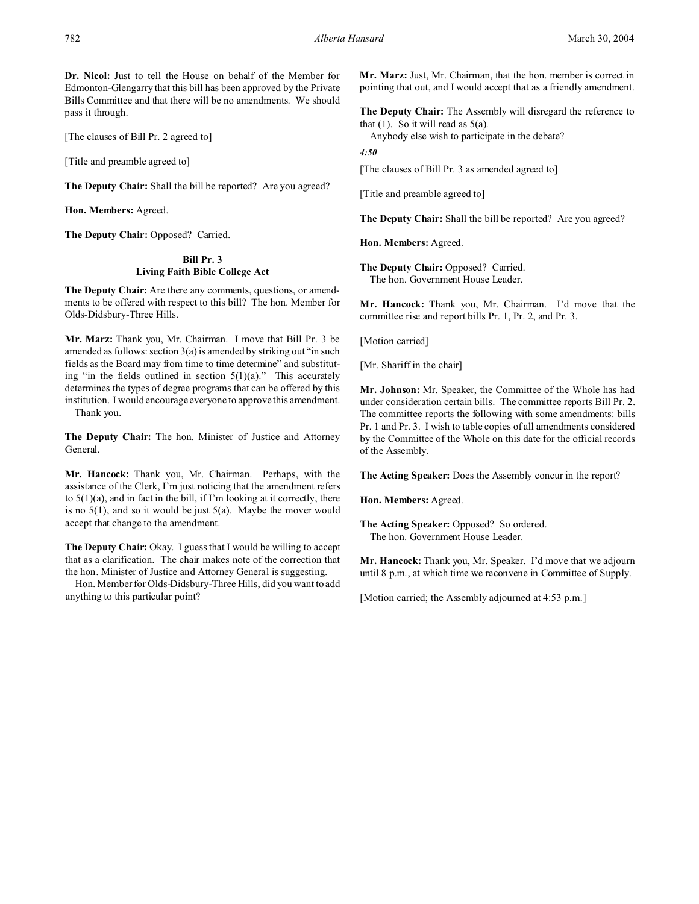**Dr. Nicol:** Just to tell the House on behalf of the Member for Edmonton-Glengarry that this bill has been approved by the Private Bills Committee and that there will be no amendments. We should pass it through.

[The clauses of Bill Pr. 2 agreed to]

[Title and preamble agreed to]

**The Deputy Chair:** Shall the bill be reported? Are you agreed?

**Hon. Members:** Agreed.

**The Deputy Chair:** Opposed? Carried.

### Bill Pr. 3
### Living Faith Bible College Act

**The Deputy Chair:** Are there any comments, questions, or amendments to be offered with respect to this bill? The hon. Member for Olds-Didsbury-Three Hills.

**Mr. Marz:** Thank you, Mr. Chairman. I move that Bill Pr. 3 be amended as follows: section 3(a) is amended by striking out "in such fields as the Board may from time to time determine" and substituting "in the fields outlined in section 5(1)(a)." This accurately determines the types of degree programs that can be offered by this institution. I would encourage everyone to approve this amendment.

Thank you.

**The Deputy Chair:** The hon. Minister of Justice and Attorney General.

**Mr. Hancock:** Thank you, Mr. Chairman. Perhaps, with the assistance of the Clerk, I'm just noticing that the amendment refers to 5(1)(a), and in fact in the bill, if I'm looking at it correctly, there is no 5(1), and so it would be just 5(a). Maybe the mover would accept that change to the amendment.

**The Deputy Chair:** Okay. I guess that I would be willing to accept that as a clarification. The chair makes note of the correction that the hon. Minister of Justice and Attorney General is suggesting.

Hon. Member for Olds-Didsbury-Three Hills, did you want to add anything to this particular point?

**Mr. Marz:** Just, Mr. Chairman, that the hon. member is correct in pointing that out, and I would accept that as a friendly amendment.

**The Deputy Chair:** The Assembly will disregard the reference to that (1). So it will read as 5(a).

Anybody else wish to participate in the debate?

*4:50*

[The clauses of Bill Pr. 3 as amended agreed to]

[Title and preamble agreed to]

**The Deputy Chair:** Shall the bill be reported? Are you agreed?

**Hon. Members:** Agreed.

**The Deputy Chair:** Opposed? Carried.

The hon. Government House Leader.

**Mr. Hancock:** Thank you, Mr. Chairman. I'd move that the committee rise and report bills Pr. 1, Pr. 2, and Pr. 3.

[Motion carried]

[Mr. Shariff in the chair]

**Mr. Johnson:** Mr. Speaker, the Committee of the Whole has had under consideration certain bills. The committee reports Bill Pr. 2. The committee reports the following with some amendments: bills Pr. 1 and Pr. 3. I wish to table copies of all amendments considered by the Committee of the Whole on this date for the official records of the Assembly.

**The Acting Speaker:** Does the Assembly concur in the report?

**Hon. Members:** Agreed.

**The Acting Speaker:** Opposed? So ordered.

The hon. Government House Leader.

**Mr. Hancock:** Thank you, Mr. Speaker. I'd move that we adjourn until 8 p.m., at which time we reconvene in Committee of Supply.

[Motion carried; the Assembly adjourned at 4:53 p.m.]